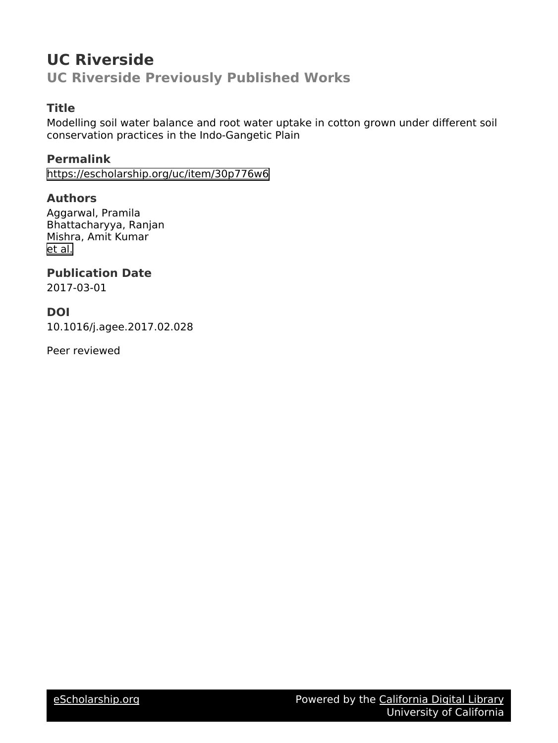# UC Riverside

## UC Riverside Previously Published Works

### Title

Modelling soil water balance and root water uptake in cotton grown under different soil conservation practices in the Indo-Gangetic Plain

### Permalink

https://escholarship.org/uc/item/30p776w6

### Authors

Aggarwal, Pramila
Bhattacharyya, Ranjan
Mishra, Amit Kumar
et al.

### Publication Date

2017-03-01

### DOI

10.1016/j.agee.2017.02.028

Peer reviewed

eScholarship.org

Powered by the California Digital Library
University of California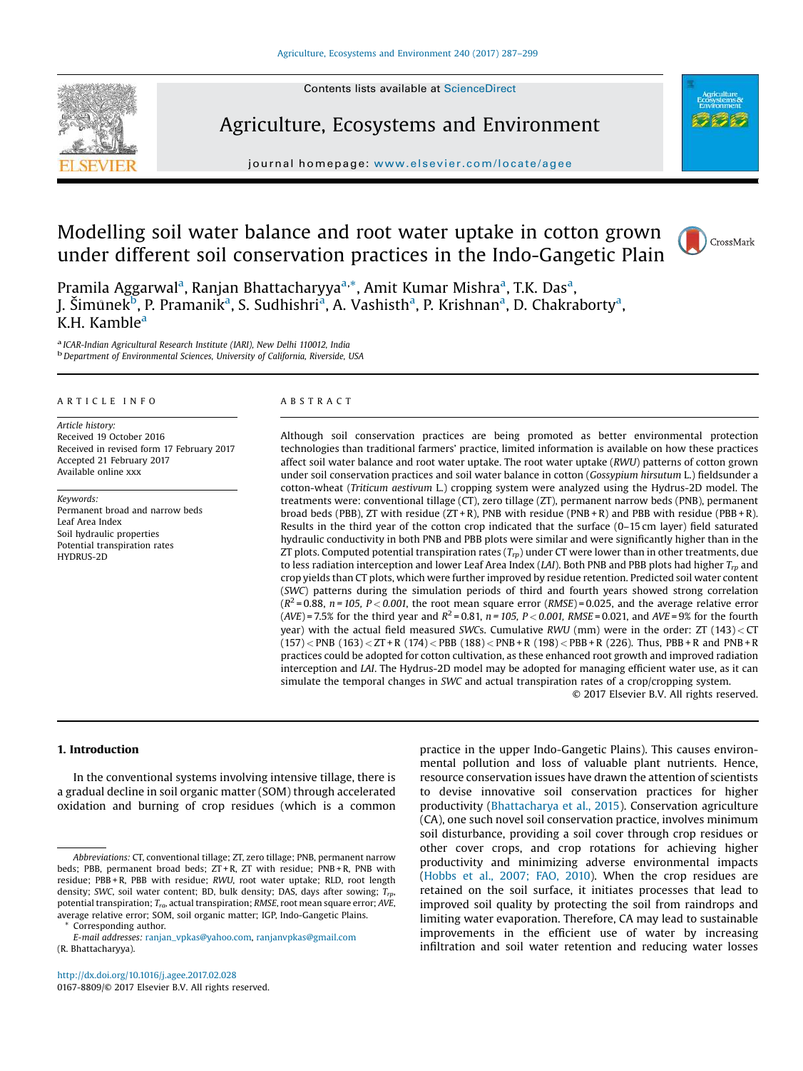# Modelling soil water balance and root water uptake in cotton grown under different soil conservation practices in the Indo-Gangetic Plain

Pramila Aggarwal[a], Ranjan Bhattacharyya[a,*], Amit Kumar Mishra[a], T.K. Das[a], J. Šimůnek[b], P. Pramanik[a], S. Sudhishri[a], A. Vashisth[a], P. Krishnan[a], D. Chakraborty[a], K.H. Kamble[a]

[a] ICAR-Indian Agricultural Research Institute (IARI), New Delhi 110012, India
[b] Department of Environmental Sciences, University of California, Riverside, USA

## ARTICLE INFO

*Article history:*
Received 19 October 2016
Received in revised form 17 February 2017
Accepted 21 February 2017
Available online xxx

*Keywords:*
Permanent broad and narrow beds
Leaf Area Index
Soil hydraulic properties
Potential transpiration rates
HYDRUS-2D

## ABSTRACT

Although soil conservation practices are being promoted as better environmental protection technologies than traditional farmers' practice, limited information is available on how these practices affect soil water balance and root water uptake. The root water uptake (*RWU*) patterns of cotton grown under soil conservation practices and soil water balance in cotton (*Gossypium hirsutum* L.) fieldsunder a cotton-wheat (*Triticum aestivum* L.) cropping system were analyzed using the Hydrus-2D model. The treatments were: conventional tillage (CT), zero tillage (ZT), permanent narrow beds (PNB), permanent broad beds (PBB), ZT with residue (ZT + R), PNB with residue (PNB + R) and PBB with residue (PBB + R). Results in the third year of the cotton crop indicated that the surface (0–15 cm layer) field saturated hydraulic conductivity in both PNB and PBB plots were similar and were significantly higher than in the ZT plots. Computed potential transpiration rates ($T_{rp}$) under CT were lower than in other treatments, due to less radiation interception and lower Leaf Area Index (*LAI*). Both PNB and PBB plots had higher $T_{rp}$ and crop yields than CT plots, which were further improved by residue retention. Predicted soil water content (*SWC*) patterns during the simulation periods of third and fourth years showed strong correlation ($R^2 = 0.88$, $n = 105$, $P < 0.001$, the root mean square error (*RMSE*) = 0.025, and the average relative error (*AVE*) = 7.5% for the third year and $R^2 = 0.81$, $n = 105$, $P < 0.001$, *RMSE* = 0.021, and *AVE* = 9% for the fourth year) with the actual field measured *SWC*s. Cumulative *RWU* (mm) were in the order: ZT (143) < CT (157) < PNB (163) < ZT + R (174) < PBB (188) < PNB + R (198) < PBB + R (226). Thus, PBB + R and PNB + R practices could be adopted for cotton cultivation, as these enhanced root growth and improved radiation interception and *LAI*. The Hydrus-2D model may be adopted for managing efficient water use, as it can simulate the temporal changes in *SWC* and actual transpiration rates of a crop/cropping system.

© 2017 Elsevier B.V. All rights reserved.

## 1. Introduction

In the conventional systems involving intensive tillage, there is a gradual decline in soil organic matter (SOM) through accelerated oxidation and burning of crop residues (which is a common practice in the upper Indo-Gangetic Plains). This causes environmental pollution and loss of valuable plant nutrients. Hence, resource conservation issues have drawn the attention of scientists to devise innovative soil conservation practices for higher productivity (Bhattacharya et al., 2015). Conservation agriculture (CA), one such novel soil conservation practice, involves minimum soil disturbance, providing a soil cover through crop residues or other cover crops, and crop rotations for achieving higher productivity and minimizing adverse environmental impacts (Hobbs et al., 2007; FAO, 2010). When the crop residues are retained on the soil surface, it initiates processes that lead to improved soil quality by protecting the soil from raindrops and limiting water evaporation. Therefore, CA may lead to sustainable improvements in the efficient use of water by increasing infiltration and soil water retention and reducing water losses

*Abbreviations:* CT, conventional tillage; ZT, zero tillage; PNB, permanent narrow beds; PBB, permanent broad beds; ZT + R, ZT with residue; PNB + R, PNB with residue; PBB + R, PBB with residue; *RWU*, root water uptake; RLD, root length density; *SWC*, soil water content; BD, bulk density; DAS, days after sowing; $T_{rp}$, potential transpiration; $T_{ra}$, actual transpiration; *RMSE*, root mean square error; *AVE*, average relative error; SOM, soil organic matter; IGP, Indo-Gangetic Plains.

\* Corresponding author.
*E-mail addresses:* ranjan_vpkas@yahoo.com, ranjanvpkas@gmail.com (R. Bhattacharyya).

http://dx.doi.org/10.1016/j.agee.2017.02.028
0167-8809/© 2017 Elsevier B.V. All rights reserved.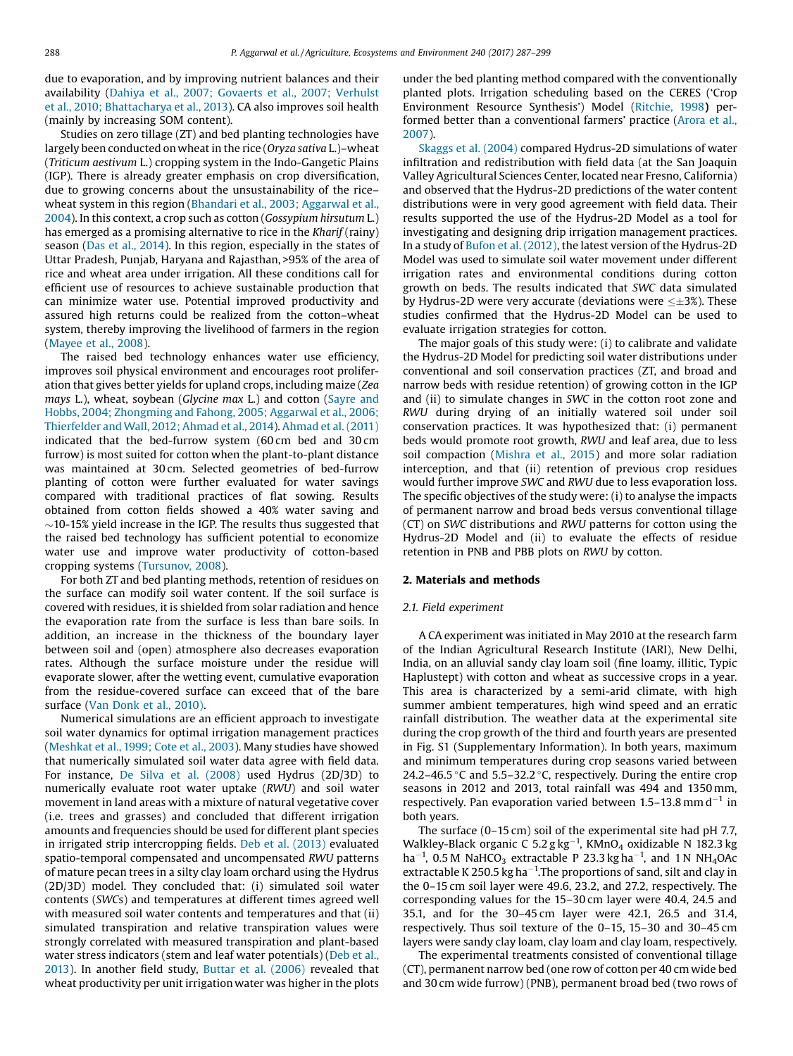due to evaporation, and by improving nutrient balances and their availability (Dahiya et al., 2007; Govaerts et al., 2007; Verhulst et al., 2010; Bhattacharya et al., 2013). CA also improves soil health (mainly by increasing SOM content).

Studies on zero tillage (ZT) and bed planting technologies have largely been conducted on wheat in the rice (*Oryza sativa* L.)–wheat (*Triticum aestivum* L.) cropping system in the Indo-Gangetic Plains (IGP). There is already greater emphasis on crop diversification, due to growing concerns about the unsustainability of the rice–wheat system in this region (Bhandari et al., 2003; Aggarwal et al., 2004). In this context, a crop such as cotton (*Gossypium hirsutum* L.) has emerged as a promising alternative to rice in the *Kharif* (rainy) season (Das et al., 2014). In this region, especially in the states of Uttar Pradesh, Punjab, Haryana and Rajasthan, >95% of the area of rice and wheat area under irrigation. All these conditions call for efficient use of resources to achieve sustainable production that can minimize water use. Potential improved productivity and assured high returns could be realized from the cotton–wheat system, thereby improving the livelihood of farmers in the region (Mayee et al., 2008).

The raised bed technology enhances water use efficiency, improves soil physical environment and encourages root proliferation that gives better yields for upland crops, including maize (*Zea mays* L.), wheat, soybean (*Glycine max* L.) and cotton (Sayre and Hobbs, 2004; Zhongming and Fahong, 2005; Aggarwal et al., 2006; Thierfelder and Wall, 2012; Ahmad et al., 2014). Ahmad et al. (2011) indicated that the bed-furrow system (60 cm bed and 30 cm furrow) is most suited for cotton when the plant-to-plant distance was maintained at 30 cm. Selected geometries of bed-furrow planting of cotton were further evaluated for water savings compared with traditional practices of flat sowing. Results obtained from cotton fields showed a 40% water saving and ~10-15% yield increase in the IGP. The results thus suggested that the raised bed technology has sufficient potential to economize water use and improve water productivity of cotton-based cropping systems (Tursunov, 2008).

For both ZT and bed planting methods, retention of residues on the surface can modify soil water content. If the soil surface is covered with residues, it is shielded from solar radiation and hence the evaporation rate from the surface is less than bare soils. In addition, an increase in the thickness of the boundary layer between soil and (open) atmosphere also decreases evaporation rates. Although the surface moisture under the residue will evaporate slower, after the wetting event, cumulative evaporation from the residue-covered surface can exceed that of the bare surface (Van Donk et al., 2010).

Numerical simulations are an efficient approach to investigate soil water dynamics for optimal irrigation management practices (Meshkat et al., 1999; Cote et al., 2003). Many studies have showed that numerically simulated soil water data agree with field data. For instance, De Silva et al. (2008) used Hydrus (2D/3D) to numerically evaluate root water uptake (*RWU*) and soil water movement in land areas with a mixture of natural vegetative cover (i.e. trees and grasses) and concluded that different irrigation amounts and frequencies should be used for different plant species in irrigated strip intercropping fields. Deb et al. (2013) evaluated spatio-temporal compensated and uncompensated *RWU* patterns of mature pecan trees in a silty clay loam orchard using the Hydrus (2D/3D) model. They concluded that: (i) simulated soil water contents (*SWC*s) and temperatures at different times agreed well with measured soil water contents and temperatures and that (ii) simulated transpiration and relative transpiration values were strongly correlated with measured transpiration and plant-based water stress indicators (stem and leaf water potentials) (Deb et al., 2013). In another field study, Buttar et al. (2006) revealed that wheat productivity per unit irrigation water was higher in the plots under the bed planting method compared with the conventionally planted plots. Irrigation scheduling based on the CERES ('Crop Environment Resource Synthesis') Model (Ritchie, 1998) performed better than a conventional farmers' practice (Arora et al., 2007).

Skaggs et al. (2004) compared Hydrus-2D simulations of water infiltration and redistribution with field data (at the San Joaquin Valley Agricultural Sciences Center, located near Fresno, California) and observed that the Hydrus-2D predictions of the water content distributions were in very good agreement with field data. Their results supported the use of the Hydrus-2D Model as a tool for investigating and designing drip irrigation management practices. In a study of Bufon et al. (2012), the latest version of the Hydrus-2D Model was used to simulate soil water movement under different irrigation rates and environmental conditions during cotton growth on beds. The results indicated that *SWC* data simulated by Hydrus-2D were very accurate (deviations were ≤±3%). These studies confirmed that the Hydrus-2D Model can be used to evaluate irrigation strategies for cotton.

The major goals of this study were: (i) to calibrate and validate the Hydrus-2D Model for predicting soil water distributions under conventional and soil conservation practices (ZT, and broad and narrow beds with residue retention) of growing cotton in the IGP and (ii) to simulate changes in *SWC* in the cotton root zone and *RWU* during drying of an initially watered soil under soil conservation practices. It was hypothesized that: (i) permanent beds would promote root growth, *RWU* and leaf area, due to less soil compaction (Mishra et al., 2015) and more solar radiation interception, and that (ii) retention of previous crop residues would further improve *SWC* and *RWU* due to less evaporation loss. The specific objectives of the study were: (i) to analyse the impacts of permanent narrow and broad beds versus conventional tillage (CT) on *SWC* distributions and *RWU* patterns for cotton using the Hydrus-2D Model and (ii) to evaluate the effects of residue retention in PNB and PBB plots on *RWU* by cotton.

## 2. Materials and methods

### 2.1. Field experiment

A CA experiment was initiated in May 2010 at the research farm of the Indian Agricultural Research Institute (IARI), New Delhi, India, on an alluvial sandy clay loam soil (fine loamy, illitic, Typic Haplustept) with cotton and wheat as successive crops in a year. This area is characterized by a semi-arid climate, with high summer ambient temperatures, high wind speed and an erratic rainfall distribution. The weather data at the experimental site during the crop growth of the third and fourth years are presented in Fig. S1 (Supplementary Information). In both years, maximum and minimum temperatures during crop seasons varied between 24.2–46.5 °C and 5.5–32.2 °C, respectively. During the entire crop seasons in 2012 and 2013, total rainfall was 494 and 1350 mm, respectively. Pan evaporation varied between 1.5–13.8 mm $d^{-1}$ in both years.

The surface (0–15 cm) soil of the experimental site had pH 7.7, Walkley-Black organic C 5.2 g $kg^{-1}$, $KMnO_4$ oxidizable N 182.3 kg $ha^{-1}$, 0.5 M $NaHCO_3$ extractable P 23.3 kg $ha^{-1}$, and 1 N $NH_4OAc$ extractable K 250.5 kg $ha^{-1}$. The proportions of sand, silt and clay in the 0–15 cm soil layer were 49.6, 23.2, and 27.2, respectively. The corresponding values for the 15–30 cm layer were 40.4, 24.5 and 35.1, and for the 30–45 cm layer were 42.1, 26.5 and 31.4, respectively. Thus soil texture of the 0–15, 15–30 and 30–45 cm layers were sandy clay loam, clay loam and clay loam, respectively.

The experimental treatments consisted of conventional tillage (CT), permanent narrow bed (one row of cotton per 40 cm wide bed and 30 cm wide furrow) (PNB), permanent broad bed (two rows of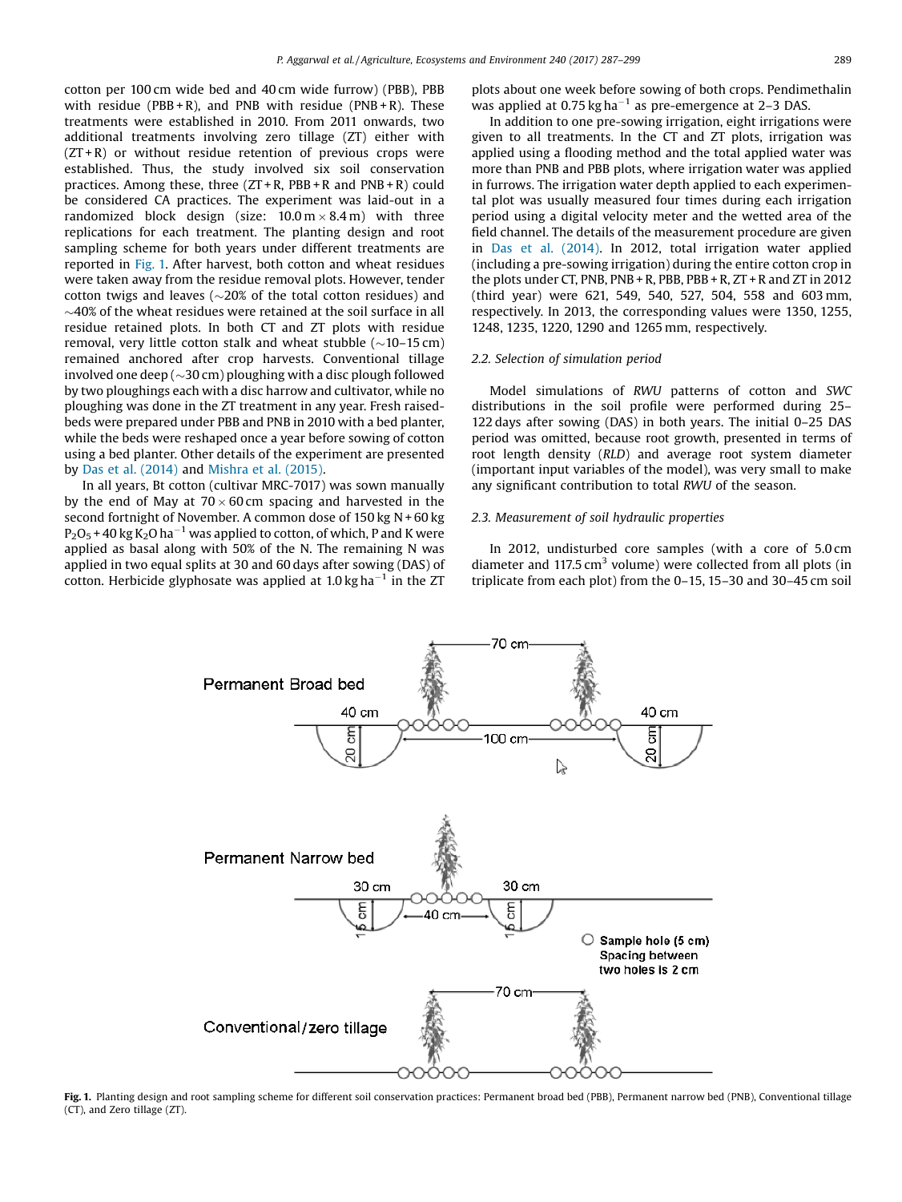cotton per 100 cm wide bed and 40 cm wide furrow) (PBB), PBB with residue (PBB + R), and PNB with residue (PNB + R). These treatments were established in 2010. From 2011 onwards, two additional treatments involving zero tillage (ZT) either with (ZT + R) or without residue retention of previous crops were established. Thus, the study involved six soil conservation practices. Among these, three (ZT + R, PBB + R and PNB + R) could be considered CA practices. The experiment was laid-out in a randomized block design (size: 10.0 m × 8.4 m) with three replications for each treatment. The planting design and root sampling scheme for both years under different treatments are reported in Fig. 1. After harvest, both cotton and wheat residues were taken away from the residue removal plots. However, tender cotton twigs and leaves (~20% of the total cotton residues) and ~40% of the wheat residues were retained at the soil surface in all residue retained plots. In both CT and ZT plots with residue removal, very little cotton stalk and wheat stubble (~10–15 cm) remained anchored after crop harvests. Conventional tillage involved one deep (~30 cm) ploughing with a disc plough followed by two ploughings each with a disc harrow and cultivator, while no ploughing was done in the ZT treatment in any year. Fresh raised-beds were prepared under PBB and PNB in 2010 with a bed planter, while the beds were reshaped once a year before sowing of cotton using a bed planter. Other details of the experiment are presented by Das et al. (2014) and Mishra et al. (2015).

In all years, Bt cotton (cultivar MRC-7017) was sown manually by the end of May at 70 × 60 cm spacing and harvested in the second fortnight of November. A common dose of 150 kg N + 60 kg $P_2O_5$ + 40 kg $K_2O$ $ha^{-1}$ was applied to cotton, of which, P and K were applied as basal along with 50% of the N. The remaining N was applied in two equal splits at 30 and 60 days after sowing (DAS) of cotton. Herbicide glyphosate was applied at 1.0 kg $ha^{-1}$ in the ZT plots about one week before sowing of both crops. Pendimethalin was applied at 0.75 kg $ha^{-1}$ as pre-emergence at 2–3 DAS.

In addition to one pre-sowing irrigation, eight irrigations were given to all treatments. In the CT and ZT plots, irrigation was applied using a flooding method and the total applied water was more than PNB and PBB plots, where irrigation water was applied in furrows. The irrigation water depth applied to each experimental plot was usually measured four times during each irrigation period using a digital velocity meter and the wetted area of the field channel. The details of the measurement procedure are given in Das et al. (2014). In 2012, total irrigation water applied (including a pre-sowing irrigation) during the entire cotton crop in the plots under CT, PNB, PNB + R, PBB, PBB + R, ZT + R and ZT in 2012 (third year) were 621, 549, 540, 527, 504, 558 and 603 mm, respectively. In 2013, the corresponding values were 1350, 1255, 1248, 1235, 1220, 1290 and 1265 mm, respectively.

### 2.2. Selection of simulation period

Model simulations of *RWU* patterns of cotton and *SWC* distributions in the soil profile were performed during 25–122 days after sowing (DAS) in both years. The initial 0–25 DAS period was omitted, because root growth, presented in terms of root length density (*RLD*) and average root system diameter (important input variables of the model), was very small to make any significant contribution to total *RWU* of the season.

### 2.3. Measurement of soil hydraulic properties

In 2012, undisturbed core samples (with a core of 5.0 cm diameter and 117.5 $cm^3$ volume) were collected from all plots (in triplicate from each plot) from the 0–15, 15–30 and 30–45 cm soil

Fig. 1. Planting design and root sampling scheme for different soil conservation practices: Permanent broad bed (PBB), Permanent narrow bed (PNB), Conventional tillage (CT), and Zero tillage (ZT).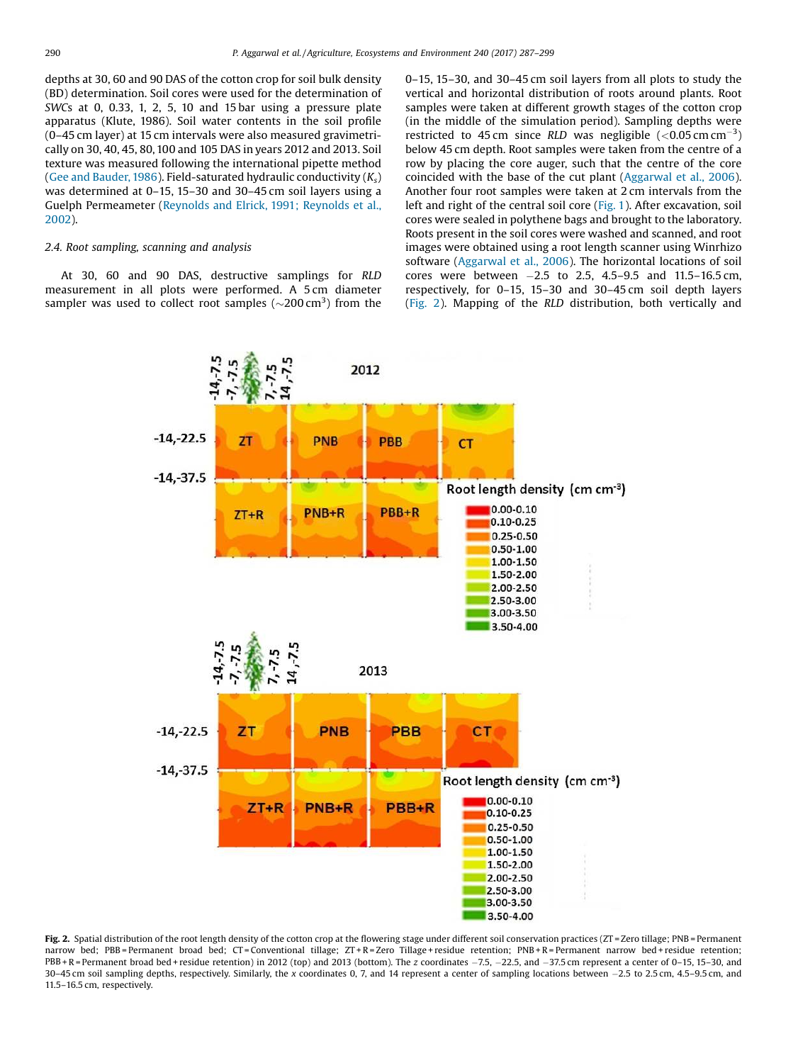depths at 30, 60 and 90 DAS of the cotton crop for soil bulk density (BD) determination. Soil cores were used for the determination of *SWC*s at 0, 0.33, 1, 2, 5, 10 and 15 bar using a pressure plate apparatus (Klute, 1986). Soil water contents in the soil profile (0–45 cm layer) at 15 cm intervals were also measured gravimetrically on 30, 40, 45, 80, 100 and 105 DAS in years 2012 and 2013. Soil texture was measured following the international pipette method (Gee and Bauder, 1986). Field-saturated hydraulic conductivity ($K_s$) was determined at 0–15, 15–30 and 30–45 cm soil layers using a Guelph Permeameter (Reynolds and Elrick, 1991; Reynolds et al., 2002).

### 2.4. Root sampling, scanning and analysis

At 30, 60 and 90 DAS, destructive samplings for *RLD* measurement in all plots were performed. A 5 cm diameter sampler was used to collect root samples (~200 $cm^3$) from the 0–15, 15–30, and 30–45 cm soil layers from all plots to study the vertical and horizontal distribution of roots around plants. Root samples were taken at different growth stages of the cotton crop (in the middle of the simulation period). Sampling depths were restricted to 45 cm since *RLD* was negligible (<0.05 cm $cm^{-3}$) below 45 cm depth. Root samples were taken from the centre of a row by placing the core auger, such that the centre of the core coincided with the base of the cut plant (Aggarwal et al., 2006). Another four root samples were taken at 2 cm intervals from the left and right of the central soil core (Fig. 1). After excavation, soil cores were sealed in polythene bags and brought to the laboratory. Roots present in the soil cores were washed and scanned, and root images were obtained using a root length scanner using Winrhizo software (Aggarwal et al., 2006). The horizontal locations of soil cores were between −2.5 to 2.5, 4.5–9.5 and 11.5–16.5 cm, respectively, for 0–15, 15–30 and 30–45 cm soil depth layers (Fig. 2). Mapping of the *RLD* distribution, both vertically and

**Fig. 2.** Spatial distribution of the root length density of the cotton crop at the flowering stage under different soil conservation practices (ZT = Zero tillage; PNB = Permanent narrow bed; PBB = Permanent broad bed; CT = Conventional tillage; ZT + R = Zero Tillage + residue retention; PNB + R = Permanent narrow bed + residue retention; PBB + R = Permanent broad bed + residue retention) in 2012 (top) and 2013 (bottom). The *z* coordinates −7.5, −22.5, and −37.5 cm represent a center of 0–15, 15–30, and 30–45 cm soil sampling depths, respectively. Similarly, the *x* coordinates 0, 7, and 14 represent a center of sampling locations between −2.5 to 2.5 cm, 4.5–9.5 cm, and 11.5–16.5 cm, respectively.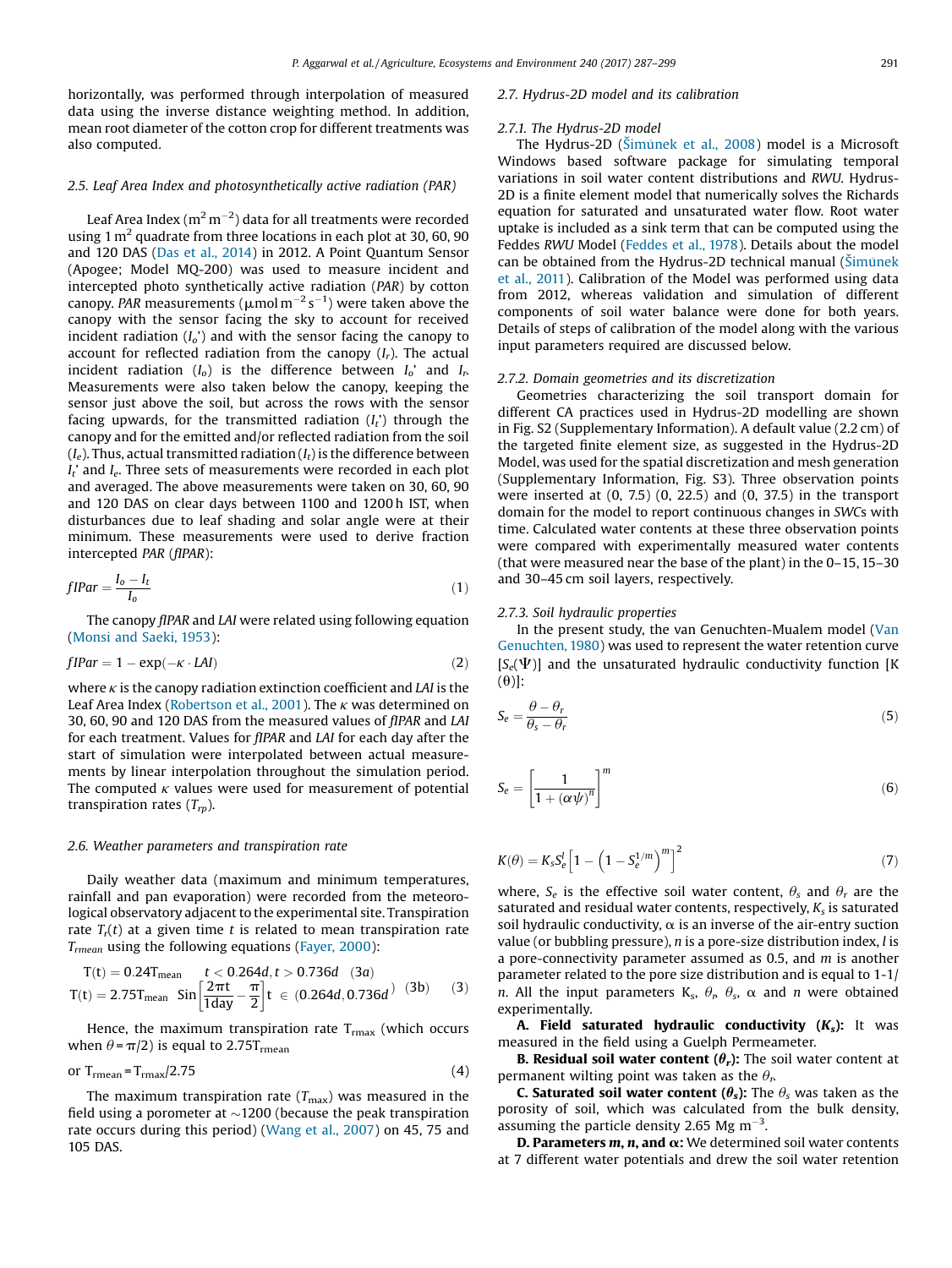horizontally, was performed through interpolation of measured data using the inverse distance weighting method. In addition, mean root diameter of the cotton crop for different treatments was also computed.

### 2.5. Leaf Area Index and photosynthetically active radiation (PAR)

Leaf Area Index ($m^2\,m^{-2}$) data for all treatments were recorded using 1 $m^2$ quadrate from three locations in each plot at 30, 60, 90 and 120 DAS (Das et al., 2014) in 2012. A Point Quantum Sensor (Apogee; Model MQ-200) was used to measure incident and intercepted photo synthetically active radiation (*PAR*) by cotton canopy. *PAR* measurements ($\mu mol\,m^{-2}\,s^{-1}$) were taken above the canopy with the sensor facing the sky to account for received incident radiation ($I_o$') and with the sensor facing the canopy to account for reflected radiation from the canopy ($I_r$). The actual incident radiation ($I_o$) is the difference between $I_o$' and $I_r$. Measurements were also taken below the canopy, keeping the sensor just above the soil, but across the rows with the sensor facing upwards, for the transmitted radiation ($I_t$') through the canopy and for the emitted and/or reflected radiation from the soil ($I_e$). Thus, actual transmitted radiation ($I_t$) is the difference between $I_t$' and $I_e$. Three sets of measurements were recorded in each plot and averaged. The above measurements were taken on 30, 60, 90 and 120 DAS on clear days between 1100 and 1200 h IST, when disturbances due to leaf shading and solar angle were at their minimum. These measurements were used to derive fraction intercepted *PAR* (*fIPAR*):

$$fIPar = \frac{I_o - I_t}{I_o} \tag{1}$$

The canopy *fIPAR* and *LAI* were related using following equation (Monsi and Saeki, 1953):

$$fIPar = 1 - \exp(-\kappa \cdot LAI) \tag{2}$$

where $\kappa$ is the canopy radiation extinction coefficient and *LAI* is the Leaf Area Index (Robertson et al., 2001). The $\kappa$ was determined on 30, 60, 90 and 120 DAS from the measured values of *fIPAR* and *LAI* for each treatment. Values for *fIPAR* and *LAI* for each day after the start of simulation were interpolated between actual measurements by linear interpolation throughout the simulation period. The computed $\kappa$ values were used for measurement of potential transpiration rates ($T_{rp}$).

### 2.6. Weather parameters and transpiration rate

Daily weather data (maximum and minimum temperatures, rainfall and pan evaporation) were recorded from the meteorological observatory adjacent to the experimental site. Transpiration rate $T_r(t)$ at a given time $t$ is related to mean transpiration rate $T_{rmean}$ using the following equations (Fayer, 2000):

$$\begin{aligned} &T(t) = 0.24T_{mean} \qquad t < 0.264d, t > 0.736d \quad (3a) \\ &T(t) = 2.75T_{mean}\ \mathrm{Sin}\left[\frac{2\pi t}{1\mathrm{day}} - \frac{\pi}{2}\right] t \in (0.264d, 0.736d) \quad (3b) \end{aligned} \tag{3}$$

Hence, the maximum transpiration rate $T_{rmax}$ (which occurs when $\theta = \pi/2$) is equal to $2.75T_{rmean}$

$$\text{or } T_{rmean} = T_{rmax}/2.75 \tag{4}$$

The maximum transpiration rate ($T_{max}$) was measured in the field using a porometer at ~1200 (because the peak transpiration rate occurs during this period) (Wang et al., 2007) on 45, 75 and 105 DAS.

### 2.7. Hydrus-2D model and its calibration

#### 2.7.1. The Hydrus-2D model

The Hydrus-2D (Šimůnek et al., 2008) model is a Microsoft Windows based software package for simulating temporal variations in soil water content distributions and *RWU*. Hydrus-2D is a finite element model that numerically solves the Richards equation for saturated and unsaturated water flow. Root water uptake is included as a sink term that can be computed using the Feddes *RWU* Model (Feddes et al., 1978). Details about the model can be obtained from the Hydrus-2D technical manual (Šimůnek et al., 2011). Calibration of the Model was performed using data from 2012, whereas validation and simulation of different components of soil water balance were done for both years. Details of steps of calibration of the model along with the various input parameters required are discussed below.

#### 2.7.2. Domain geometries and its discretization

Geometries characterizing the soil transport domain for different CA practices used in Hydrus-2D modelling are shown in Fig. S2 (Supplementary Information). A default value (2.2 cm) of the targeted finite element size, as suggested in the Hydrus-2D Model, was used for the spatial discretization and mesh generation (Supplementary Information, Fig. S3). Three observation points were inserted at (0, 7.5) (0, 22.5) and (0, 37.5) in the transport domain for the model to report continuous changes in *SWCs* with time. Calculated water contents at these three observation points were compared with experimentally measured water contents (that were measured near the base of the plant) in the 0–15, 15–30 and 30–45 cm soil layers, respectively.

#### 2.7.3. Soil hydraulic properties

In the present study, the van Genuchten-Mualem model (Van Genuchten, 1980) was used to represent the water retention curve [$S_e(\Psi)$] and the unsaturated hydraulic conductivity function [K ($\theta$)]:

$$S_e = \frac{\theta - \theta_r}{\theta_s - \theta_r} \tag{5}$$

$$S_e = \left[\frac{1}{1 + (\alpha\psi)^n}\right]^m \tag{6}$$

$$K(\theta) = K_s S_e^l \left[1 - \left(1 - S_e^{1/m}\right)^m\right]^2 \tag{7}$$

where, $S_e$ is the effective soil water content, $\theta_s$ and $\theta_r$ are the saturated and residual water contents, respectively, $K_s$ is saturated soil hydraulic conductivity, $\alpha$ is an inverse of the air-entry suction value (or bubbling pressure), $n$ is a pore-size distribution index, $l$ is a pore-connectivity parameter assumed as 0.5, and $m$ is another parameter related to the pore size distribution and is equal to 1-1/$n$. All the input parameters $K_s$, $\theta_r$, $\theta_s$, $\alpha$ and $n$ were obtained experimentally.

**A. Field saturated hydraulic conductivity ($K_s$):** It was measured in the field using a Guelph Permeameter.

**B. Residual soil water content ($\theta_r$):** The soil water content at permanent wilting point was taken as the $\theta_r$.

**C. Saturated soil water content ($\theta_s$):** The $\theta_s$ was taken as the porosity of soil, which was calculated from the bulk density, assuming the particle density 2.65 Mg $m^{-3}$.

**D. Parameters $m$, $n$, and $\alpha$:** We determined soil water contents at 7 different water potentials and drew the soil water retention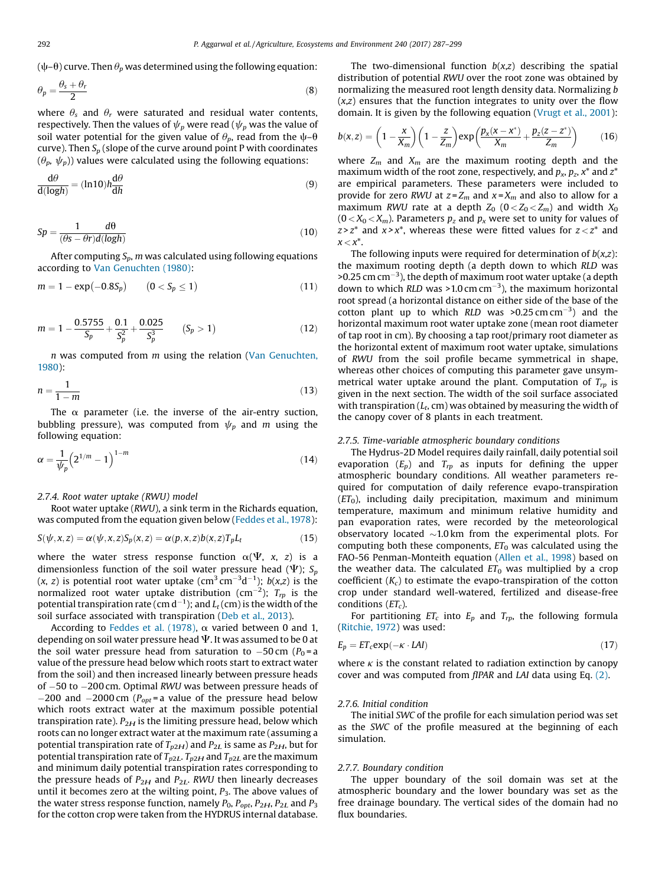(ψ–θ) curve. Then $\theta_p$ was determined using the following equation:

$$\theta_p = \frac{\theta_s + \theta_r}{2} \tag{8}$$

where $\theta_s$ and $\theta_r$ were saturated and residual water contents, respectively. Then the values of $\psi_p$ were read ($\psi_p$ was the value of soil water potential for the given value of $\theta_p$, read from the ψ–θ curve). Then $S_p$ (slope of the curve around point P with coordinates ($\theta_p$, $\psi_p$)) values were calculated using the following equations:

$$\frac{d\theta}{d(\log h)} = (\ln 10) h \frac{d\theta}{dh} \tag{9}$$

$$Sp = \frac{1}{(\theta s - \theta r)} \frac{d\theta}{d(\log h)} \tag{10}$$

After computing $S_p$, $m$ was calculated using following equations according to Van Genuchten (1980):

$$m = 1 - \exp(-0.8S_p) \qquad (0 < S_p \leq 1) \tag{11}$$

$$m = 1 - \frac{0.5755}{S_p} + \frac{0.1}{S_p^2} + \frac{0.025}{S_p^3} \qquad (S_p > 1) \tag{12}$$

$n$ was computed from $m$ using the relation (Van Genuchten, 1980):

$$n = \frac{1}{1 - m} \tag{13}$$

The α parameter (i.e. the inverse of the air-entry suction, bubbling pressure), was computed from $\psi_p$ and $m$ using the following equation:

$$\alpha = \frac{1}{\psi_p}\left(2^{1/m} - 1\right)^{1-m} \tag{14}$$

#### 2.7.4. Root water uptake (RWU) model

Root water uptake (*RWU*), a sink term in the Richards equation, was computed from the equation given below (Feddes et al., 1978):

$$S(\psi, x, z) = \alpha(\psi, x, z) S_p(x, z) = \alpha(p, x, z) b(x, z) T_p L_t \tag{15}$$

where the water stress response function $\alpha(\Psi, x, z)$ is a dimensionless function of the soil water pressure head ($\Psi$); $S_p(x, z)$ is potential root water uptake ($cm^3\,cm^{-3}d^{-1}$); $b(x,z)$ is the normalized root water uptake distribution ($cm^{-2}$); $T_{rp}$ is the potential transpiration rate ($cm\,d^{-1}$); and $L_t$ (cm) is the width of the soil surface associated with transpiration (Deb et al., 2013).

According to Feddes et al. (1978), α varied between 0 and 1, depending on soil water pressure head $\Psi$. It was assumed to be 0 at the soil water pressure head from saturation to −50 cm ($P_0$ = a value of the pressure head below which roots start to extract water from the soil) and then increased linearly between pressure heads of −50 to −200 cm. Optimal *RWU* was between pressure heads of −200 and −2000 cm ($P_{opt}$ = a value of the pressure head below which roots extract water at the maximum possible potential transpiration rate). $P_{2H}$ is the limiting pressure head, below which roots can no longer extract water at the maximum rate (assuming a potential transpiration rate of $T_{p2H}$) and $P_{2L}$ is same as $P_{2H}$, but for potential transpiration rate of $T_{p2L}$. $T_{p2H}$ and $T_{p2L}$ are the maximum and minimum daily potential transpiration rates corresponding to the pressure heads of $P_{2H}$ and $P_{2L}$. *RWU* then linearly decreases until it becomes zero at the wilting point, $P_3$. The above values of the water stress response function, namely $P_0$, $P_{opt}$, $P_{2H}$, $P_{2L}$ and $P_3$ for the cotton crop were taken from the HYDRUS internal database.

The two-dimensional function $b(x,z)$ describing the spatial distribution of potential *RWU* over the root zone was obtained by normalizing the measured root length density data. Normalizing $b(x,z)$ ensures that the function integrates to unity over the flow domain. It is given by the following equation (Vrugt et al., 2001):

$$b(x, z) = \left(1 - \frac{x}{X_m}\right)\left(1 - \frac{z}{Z_m}\right)\exp\left(\frac{p_x(x - x^*)}{X_m} + \frac{p_z(z - z^*)}{Z_m}\right) \tag{16}$$

where $Z_m$ and $X_m$ are the maximum rooting depth and the maximum width of the root zone, respectively, and $p_x$, $p_z$, $x^*$ and $z^*$ are empirical parameters. These parameters were included to provide for zero *RWU* at $z = Z_m$ and $x = X_m$ and also to allow for a maximum *RWU* rate at a depth $Z_0$ ($0 < Z_0 < Z_m$) and width $X_0$ ($0 < X_0 < X_m$). Parameters $p_z$ and $p_x$ were set to unity for values of $z > z^*$ and $x > x^*$, whereas these were fitted values for $z < z^*$ and $x < x^*$.

The following inputs were required for determination of $b(x,z)$: the maximum rooting depth (a depth down to which *RLD* was >0.25 cm $cm^{-3}$), the depth of maximum root water uptake (a depth down to which *RLD* was >1.0 cm $cm^{-3}$), the maximum horizontal root spread (a horizontal distance on either side of the base of the cotton plant up to which *RLD* was >0.25 cm $cm^{-3}$) and the horizontal maximum root water uptake zone (mean root diameter of tap root in cm). By choosing a tap root/primary root diameter as the horizontal extent of maximum root water uptake, simulations of *RWU* from the soil profile became symmetrical in shape, whereas other choices of computing this parameter gave unsymmetrical water uptake around the plant. Computation of $T_{rp}$ is given in the next section. The width of the soil surface associated with transpiration ($L_t$, cm) was obtained by measuring the width of the canopy cover of 8 plants in each treatment.

#### 2.7.5. Time-variable atmospheric boundary conditions

The Hydrus-2D Model requires daily rainfall, daily potential soil evaporation ($E_p$) and $T_{rp}$ as inputs for defining the upper atmospheric boundary conditions. All weather parameters required for computation of daily reference evapo-transpiration ($ET_0$), including daily precipitation, maximum and minimum temperature, maximum and minimum relative humidity and pan evaporation rates, were recorded by the meteorological observatory located ~1.0 km from the experimental plots. For computing both these components, $ET_0$ was calculated using the FAO-56 Penman-Monteith equation (Allen et al., 1998) based on the weather data. The calculated $ET_0$ was multiplied by a crop coefficient ($K_c$) to estimate the evapo-transpiration of the cotton crop under standard well-watered, fertilized and disease-free conditions ($ET_c$).

For partitioning $ET_c$ into $E_p$ and $T_{rp}$, the following formula (Ritchie, 1972) was used:

$$E_p = ET_c \exp(-\kappa \cdot LAI) \tag{17}$$

where $\kappa$ is the constant related to radiation extinction by canopy cover and was computed from *fIPAR* and *LAI* data using Eq. (2).

#### 2.7.6. Initial condition

The initial *SWC* of the profile for each simulation period was set as the *SWC* of the profile measured at the beginning of each simulation.

#### 2.7.7. Boundary condition

The upper boundary of the soil domain was set at the atmospheric boundary and the lower boundary was set as the free drainage boundary. The vertical sides of the domain had no flux boundaries.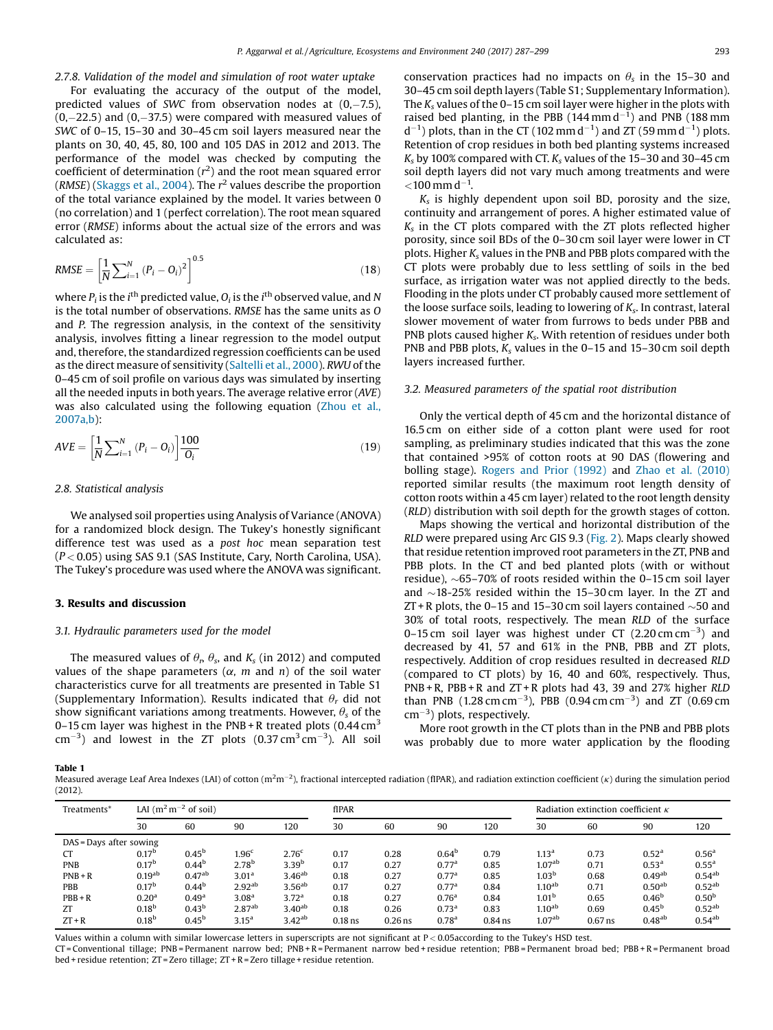### 2.7.8. Validation of the model and simulation of root water uptake

For evaluating the accuracy of the output of the model, predicted values of *SWC* from observation nodes at (0,−7.5), (0,−22.5) and (0,−37.5) were compared with measured values of *SWC* of 0–15, 15–30 and 30–45 cm soil layers measured near the plants on 30, 40, 45, 80, 100 and 105 DAS in 2012 and 2013. The performance of the model was checked by computing the coefficient of determination ($r^2$) and the root mean squared error (*RMSE*) (Skaggs et al., 2004). The $r^2$ values describe the proportion of the total variance explained by the model. It varies between 0 (no correlation) and 1 (perfect correlation). The root mean squared error (*RMSE*) informs about the actual size of the errors and was calculated as:

$$RMSE = \left[\frac{1}{N}\sum_{i=1}^{N}(P_i - O_i)^2\right]^{0.5} \tag{18}$$

where $P_i$ is the $i^{th}$ predicted value, $O_i$ is the $i^{th}$ observed value, and $N$ is the total number of observations. *RMSE* has the same units as *O* and *P*. The regression analysis, in the context of the sensitivity analysis, involves fitting a linear regression to the model output and, therefore, the standardized regression coefficients can be used as the direct measure of sensitivity (Saltelli et al., 2000). *RWU* of the 0–45 cm of soil profile on various days was simulated by inserting all the needed inputs in both years. The average relative error (*AVE*) was also calculated using the following equation (Zhou et al., 2007a,b):

$$AVE = \left[\frac{1}{N}\sum_{i=1}^{N}(P_i - O_i)\right]\frac{100}{O_i} \tag{19}$$

### 2.8. Statistical analysis

We analysed soil properties using Analysis of Variance (ANOVA) for a randomized block design. The Tukey's honestly significant difference test was used as a *post hoc* mean separation test ($P < 0.05$) using SAS 9.1 (SAS Institute, Cary, North Carolina, USA). The Tukey's procedure was used where the ANOVA was significant.

## 3. Results and discussion

### 3.1. Hydraulic parameters used for the model

The measured values of $\theta_r$, $\theta_s$, and $K_s$ (in 2012) and computed values of the shape parameters ($\alpha$, $m$ and $n$) of the soil water characteristics curve for all treatments are presented in Table S1 (Supplementary Information). Results indicated that $\theta_r$ did not show significant variations among treatments. However, $\theta_s$ of the 0–15 cm layer was highest in the PNB + R treated plots (0.44 cm$^3$ cm$^{-3}$) and lowest in the ZT plots (0.37 cm$^3$ cm$^{-3}$). All soil conservation practices had no impacts on $\theta_s$ in the 15–30 and 30–45 cm soil depth layers (Table S1; Supplementary Information). The $K_s$ values of the 0–15 cm soil layer were higher in the plots with raised bed planting, in the PBB (144 mm d$^{-1}$) and PNB (188 mm d$^{-1}$) plots, than in the CT (102 mm d$^{-1}$) and ZT (59 mm d$^{-1}$) plots. Retention of crop residues in both bed planting systems increased $K_s$ by 100% compared with CT. $K_s$ values of the 15–30 and 30–45 cm soil depth layers did not vary much among treatments and were <100 mm d$^{-1}$.

$K_s$ is highly dependent upon soil BD, porosity and the size, continuity and arrangement of pores. A higher estimated value of $K_s$ in the CT plots compared with the ZT plots reflected higher porosity, since soil BDs of the 0–30 cm soil layer were lower in CT plots. Higher $K_s$ values in the PNB and PBB plots compared with the CT plots were probably due to less settling of soils in the bed surface, as irrigation water was not applied directly to the beds. Flooding in the plots under CT probably caused more settlement of the loose surface soils, leading to lowering of $K_s$. In contrast, lateral slower movement of water from furrows to beds under PBB and PNB plots caused higher $K_s$. With retention of residues under both PNB and PBB plots, $K_s$ values in the 0–15 and 15–30 cm soil depth layers increased further.

### 3.2. Measured parameters of the spatial root distribution

Only the vertical depth of 45 cm and the horizontal distance of 16.5 cm on either side of a cotton plant were used for root sampling, as preliminary studies indicated that this was the zone that contained >95% of cotton roots at 90 DAS (flowering and bolling stage). Rogers and Prior (1992) and Zhao et al. (2010) reported similar results (the maximum root length density of cotton roots within a 45 cm layer) related to the root length density (*RLD*) distribution with soil depth for the growth stages of cotton.

Maps showing the vertical and horizontal distribution of the *RLD* were prepared using Arc GIS 9.3 (Fig. 2). Maps clearly showed that residue retention improved root parameters in the ZT, PNB and PBB plots. In the CT and bed planted plots (with or without residue), ~65–70% of roots resided within the 0–15 cm soil layer and ~18-25% resided within the 15–30 cm layer. In the ZT and ZT + R plots, the 0–15 and 15–30 cm soil layers contained ~50 and 30% of total roots, respectively. The mean *RLD* of the surface 0–15 cm soil layer was highest under CT (2.20 cm cm$^{-3}$) and decreased by 41, 57 and 61% in the PNB, PBB and ZT plots, respectively. Addition of crop residues resulted in decreased *RLD* (compared to CT plots) by 16, 40 and 60%, respectively. Thus, PNB + R, PBB + R and ZT + R plots had 43, 39 and 27% higher *RLD* than PNB (1.28 cm cm$^{-3}$), PBB (0.94 cm cm$^{-3}$) and ZT (0.69 cm cm$^{-3}$) plots, respectively.

More root growth in the CT plots than in the PNB and PBB plots was probably due to more water application by the flooding

**Table 1**
Measured average Leaf Area Indexes (LAI) of cotton (m$^2$m$^{-2}$), fractional intercepted radiation (fIPAR), and radiation extinction coefficient ($\kappa$) during the simulation period (2012).

| Treatments* | LAI (m$^2$ m$^{-2}$ of soil) | | | | fIPAR | | | | Radiation extinction coefficient $\kappa$ | | | |
|---|---|---|---|---|---|---|---|---|---|---|---|---|
| | 30 | 60 | 90 | 120 | 30 | 60 | 90 | 120 | 30 | 60 | 90 | 120 |
| DAS = Days after sowing | | | | | | | | | | | | |
| CT | 0.17$^b$ | 0.45$^b$ | 1.96$^c$ | 2.76$^c$ | 0.17 | 0.28 | 0.64$^b$ | 0.79 | 1.13$^a$ | 0.73 | 0.52$^a$ | 0.56$^a$ |
| PNB | 0.17$^b$ | 0.44$^b$ | 2.78$^b$ | 3.39$^b$ | 0.17 | 0.27 | 0.77$^a$ | 0.85 | 1.07$^{ab}$ | 0.71 | 0.53$^a$ | 0.55$^a$ |
| PNB + R | 0.19$^{ab}$ | 0.47$^{ab}$ | 3.01$^a$ | 3.46$^{ab}$ | 0.18 | 0.27 | 0.77$^a$ | 0.85 | 1.03$^b$ | 0.68 | 0.49$^{ab}$ | 0.54$^{ab}$ |
| PBB | 0.17$^b$ | 0.44$^b$ | 2.92$^{ab}$ | 3.56$^{ab}$ | 0.17 | 0.27 | 0.77$^a$ | 0.84 | 1.10$^{ab}$ | 0.71 | 0.50$^{ab}$ | 0.52$^{ab}$ |
| PBB + R | 0.20$^a$ | 0.49$^a$ | 3.08$^a$ | 3.72$^a$ | 0.18 | 0.27 | 0.76$^a$ | 0.84 | 1.01$^b$ | 0.65 | 0.46$^b$ | 0.50$^b$ |
| ZT | 0.18$^b$ | 0.43$^b$ | 2.87$^{ab}$ | 3.40$^{ab}$ | 0.18 | 0.26 | 0.73$^a$ | 0.83 | 1.10$^{ab}$ | 0.69 | 0.45$^b$ | 0.52$^{ab}$ |
| ZT + R | 0.18$^b$ | 0.45$^b$ | 3.15$^a$ | 3.42$^{ab}$ | 0.18 ns | 0.26 ns | 0.78$^a$ | 0.84 ns | 1.07$^{ab}$ | 0.67 ns | 0.48$^{ab}$ | 0.54$^{ab}$ |

Values within a column with similar lowercase letters in superscripts are not significant at P < 0.05according to the Tukey's HSD test.
CT = Conventional tillage; PNB = Permanent narrow bed; PNB + R = Permanent narrow bed + residue retention; PBB = Permanent broad bed; PBB + R = Permanent broad bed + residue retention; ZT = Zero tillage; ZT + R = Zero tillage + residue retention.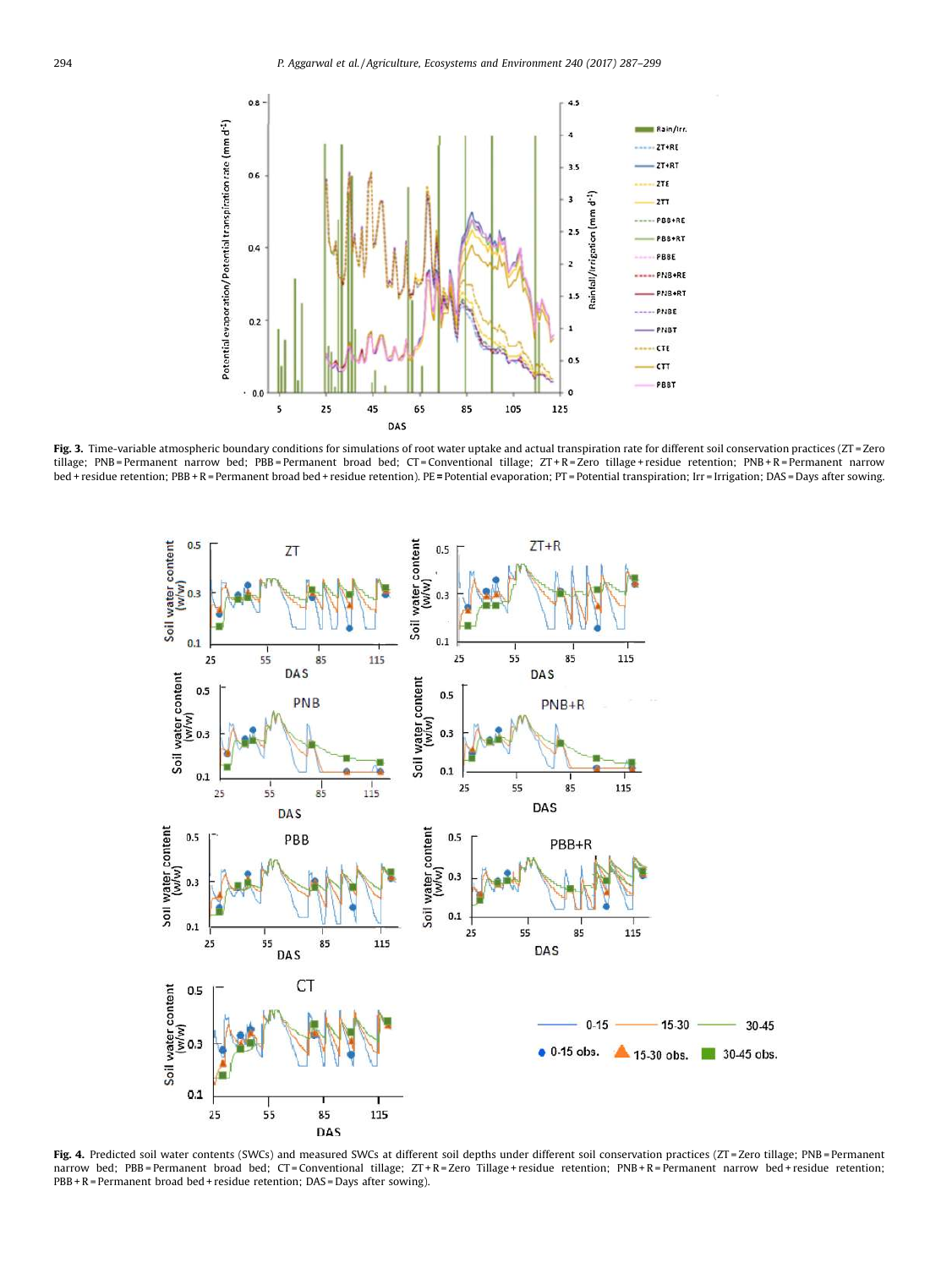**Fig. 3.** Time-variable atmospheric boundary conditions for simulations of root water uptake and actual transpiration rate for different soil conservation practices (ZT = Zero tillage; PNB = Permanent narrow bed; PBB = Permanent broad bed; CT = Conventional tillage; ZT + R = Zero tillage + residue retention; PNB + R = Permanent narrow bed + residue retention; PBB + R = Permanent broad bed + residue retention). PE = Potential evaporation; PT = Potential transpiration; Irr = Irrigation; DAS = Days after sowing.

**Fig. 4.** Predicted soil water contents (SWCs) and measured SWCs at different soil depths under different soil conservation practices (ZT = Zero tillage; PNB = Permanent narrow bed; PBB = Permanent broad bed; CT = Conventional tillage; ZT + R = Zero Tillage + residue retention; PNB + R = Permanent narrow bed + residue retention; PBB + R = Permanent broad bed + residue retention; DAS = Days after sowing).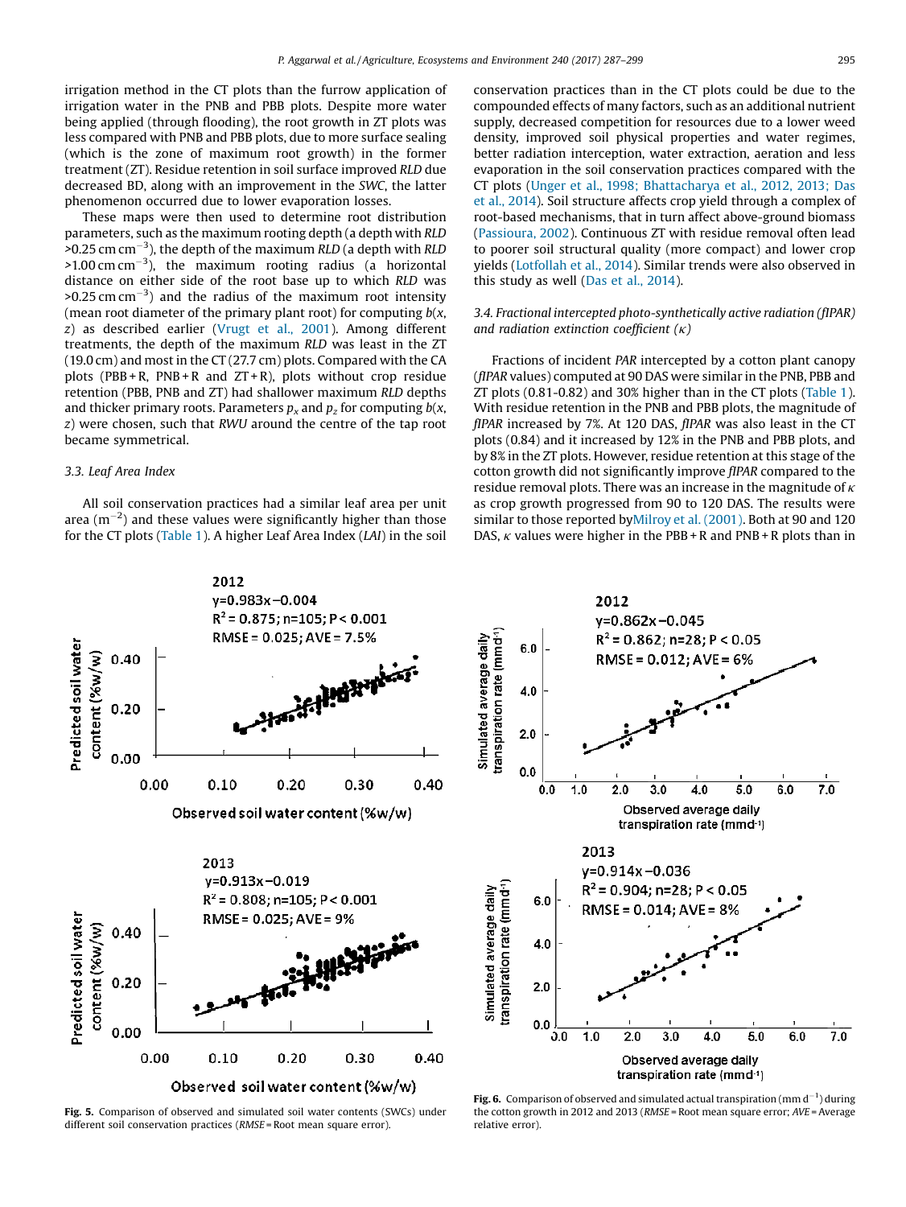irrigation method in the CT plots than the furrow application of irrigation water in the PNB and PBB plots. Despite more water being applied (through flooding), the root growth in ZT plots was less compared with PNB and PBB plots, due to more surface sealing (which is the zone of maximum root growth) in the former treatment (ZT). Residue retention in soil surface improved *RLD* due decreased BD, along with an improvement in the *SWC*, the latter phenomenon occurred due to lower evaporation losses.

These maps were then used to determine root distribution parameters, such as the maximum rooting depth (a depth with *RLD* >0.25 cm $cm^{-3}$), the depth of the maximum *RLD* (a depth with *RLD* >1.00 cm $cm^{-3}$), the maximum rooting radius (a horizontal distance on either side of the root base up to which *RLD* was >0.25 cm $cm^{-3}$) and the radius of the maximum root intensity (mean root diameter of the primary plant root) for computing $b(x, z)$ as described earlier (Vrugt et al., 2001). Among different treatments, the depth of the maximum *RLD* was least in the ZT (19.0 cm) and most in the CT (27.7 cm) plots. Compared with the CA plots (PBB + R, PNB + R and ZT + R), plots without crop residue retention (PBB, PNB and ZT) had shallower maximum *RLD* depths and thicker primary roots. Parameters $p_x$ and $p_z$ for computing $b(x, z)$ were chosen, such that *RWU* around the centre of the tap root became symmetrical.

### 3.3. Leaf Area Index

All soil conservation practices had a similar leaf area per unit area ($m^{-2}$) and these values were significantly higher than those for the CT plots (Table 1). A higher Leaf Area Index (*LAI*) in the soil conservation practices than in the CT plots could be due to the compounded effects of many factors, such as an additional nutrient supply, decreased competition for resources due to a lower weed density, improved soil physical properties and water regimes, better radiation interception, water extraction, aeration and less evaporation in the soil conservation practices compared with the CT plots (Unger et al., 1998; Bhattacharya et al., 2012, 2013; Das et al., 2014). Soil structure affects crop yield through a complex of root-based mechanisms, that in turn affect above-ground biomass (Passioura, 2002). Continuous ZT with residue removal often lead to poorer soil structural quality (more compact) and lower crop yields (Lotfollah et al., 2014). Similar trends were also observed in this study as well (Das et al., 2014).

### 3.4. Fractional intercepted photo-synthetically active radiation (fIPAR) and radiation extinction coefficient ($\kappa$)

Fractions of incident *PAR* intercepted by a cotton plant canopy (*fIPAR* values) computed at 90 DAS were similar in the PNB, PBB and ZT plots (0.81-0.82) and 30% higher than in the CT plots (Table 1). With residue retention in the PNB and PBB plots, the magnitude of *fIPAR* increased by 7%. At 120 DAS, *fIPAR* was also least in the CT plots (0.84) and it increased by 12% in the PNB and PBB plots, and by 8% in the ZT plots. However, residue retention at this stage of the cotton growth did not significantly improve *fIPAR* compared to the residue removal plots. There was an increase in the magnitude of $\kappa$ as crop growth progressed from 90 to 120 DAS. The results were similar to those reported byMilroy et al. (2001). Both at 90 and 120 DAS, $\kappa$ values were higher in the PBB + R and PNB + R plots than in

**Fig. 5.** Comparison of observed and simulated soil water contents (SWCs) under different soil conservation practices (*RMSE* = Root mean square error).

**Fig. 6.** Comparison of observed and simulated actual transpiration (mm $d^{-1}$) during the cotton growth in 2012 and 2013 (*RMSE* = Root mean square error; *AVE* = Average relative error).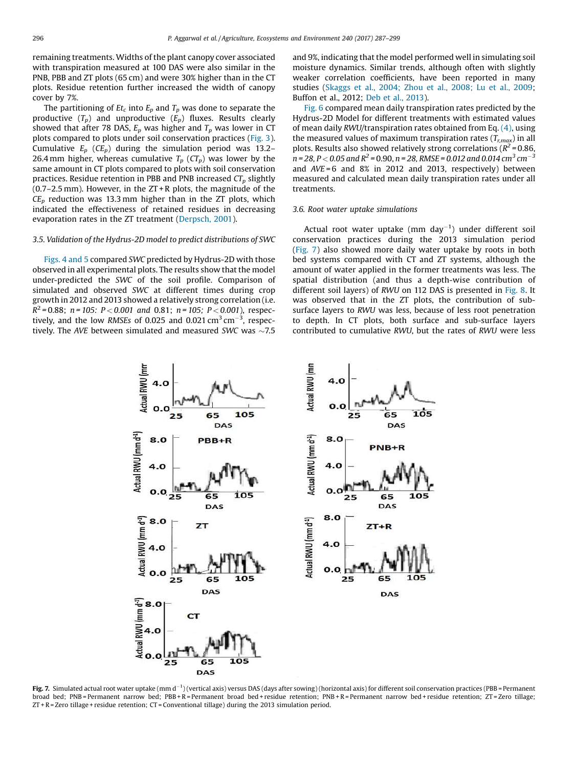remaining treatments. Widths of the plant canopy cover associated with transpiration measured at 100 DAS were also similar in the PNB, PBB and ZT plots (65 cm) and were 30% higher than in the CT plots. Residue retention further increased the width of canopy cover by 7%.

The partitioning of $Et_c$ into $E_p$ and $T_p$ was done to separate the productive ($T_p$) and unproductive ($E_p$) fluxes. Results clearly showed that after 78 DAS, $E_p$ was higher and $T_p$ was lower in CT plots compared to plots under soil conservation practices (Fig. 3). Cumulative $E_p$ ($CE_p$) during the simulation period was 13.2–26.4 mm higher, whereas cumulative $T_p$ ($CT_p$) was lower by the same amount in CT plots compared to plots with soil conservation practices. Residue retention in PBB and PNB increased $CT_p$ slightly (0.7–2.5 mm). However, in the ZT + R plots, the magnitude of the $CE_p$ reduction was 13.3 mm higher than in the ZT plots, which indicated the effectiveness of retained residues in decreasing evaporation rates in the ZT treatment (Derpsch, 2001).

### 3.5. Validation of the Hydrus-2D model to predict distributions of SWC

Figs. 4 and 5 compared *SWC* predicted by Hydrus-2D with those observed in all experimental plots. The results show that the model under-predicted the *SWC* of the soil profile. Comparison of simulated and observed *SWC* at different times during crop growth in 2012 and 2013 showed a relatively strong correlation (i.e. $R^2$ = 0.88; $n$ = 105: $P < 0.001$ and 0.81; $n$ = 105; $P < 0.001$), respectively, and the low *RMSEs* of 0.025 and 0.021 $cm^3 cm^{-3}$, respectively. The *AVE* between simulated and measured *SWC* was ~7.5 and 9%, indicating that the model performed well in simulating soil moisture dynamics. Similar trends, although often with slightly weaker correlation coefficients, have been reported in many studies (Skaggs et al., 2004; Zhou et al., 2008; Lu et al., 2009; Buffon et al., 2012; Deb et al., 2013).

Fig. 6 compared mean daily transpiration rates predicted by the Hydrus-2D Model for different treatments with estimated values of mean daily *RWU*/transpiration rates obtained from Eq. (4), using the measured values of maximum transpiration rates ($T_{r,max}$) in all plots. Results also showed relatively strong correlations ($R^2$ = 0.86, $n$ = 28, $P < 0.05$ and $R^2$ = 0.90, $n$ = 28, *RMSE* = 0.012 and 0.014 $cm^3 cm^{-3}$ and *AVE* = 6 and 8% in 2012 and 2013, respectively) between measured and calculated mean daily transpiration rates under all treatments.

### 3.6. Root water uptake simulations

Actual root water uptake (mm $day^{-1}$) under different soil conservation practices during the 2013 simulation period (Fig. 7) also showed more daily water uptake by roots in both bed systems compared with CT and ZT systems, although the amount of water applied in the former treatments was less. The spatial distribution (and thus a depth-wise contribution of different soil layers) of *RWU* on 112 DAS is presented in Fig. 8. It was observed that in the ZT plots, the contribution of sub-surface layers to *RWU* was less, because of less root penetration to depth. In CT plots, both surface and sub-surface layers contributed to cumulative *RWU*, but the rates of *RWU* were less

**Fig. 7.** Simulated actual root water uptake (mm $d^{-1}$) (vertical axis) versus DAS (days after sowing) (horizontal axis) for different soil conservation practices (PBB = Permanent broad bed; PNB = Permanent narrow bed; PBB + R = Permanent broad bed + residue retention; PNB + R = Permanent narrow bed + residue retention; ZT = Zero tillage; ZT + R = Zero tillage + residue retention; CT = Conventional tillage) during the 2013 simulation period.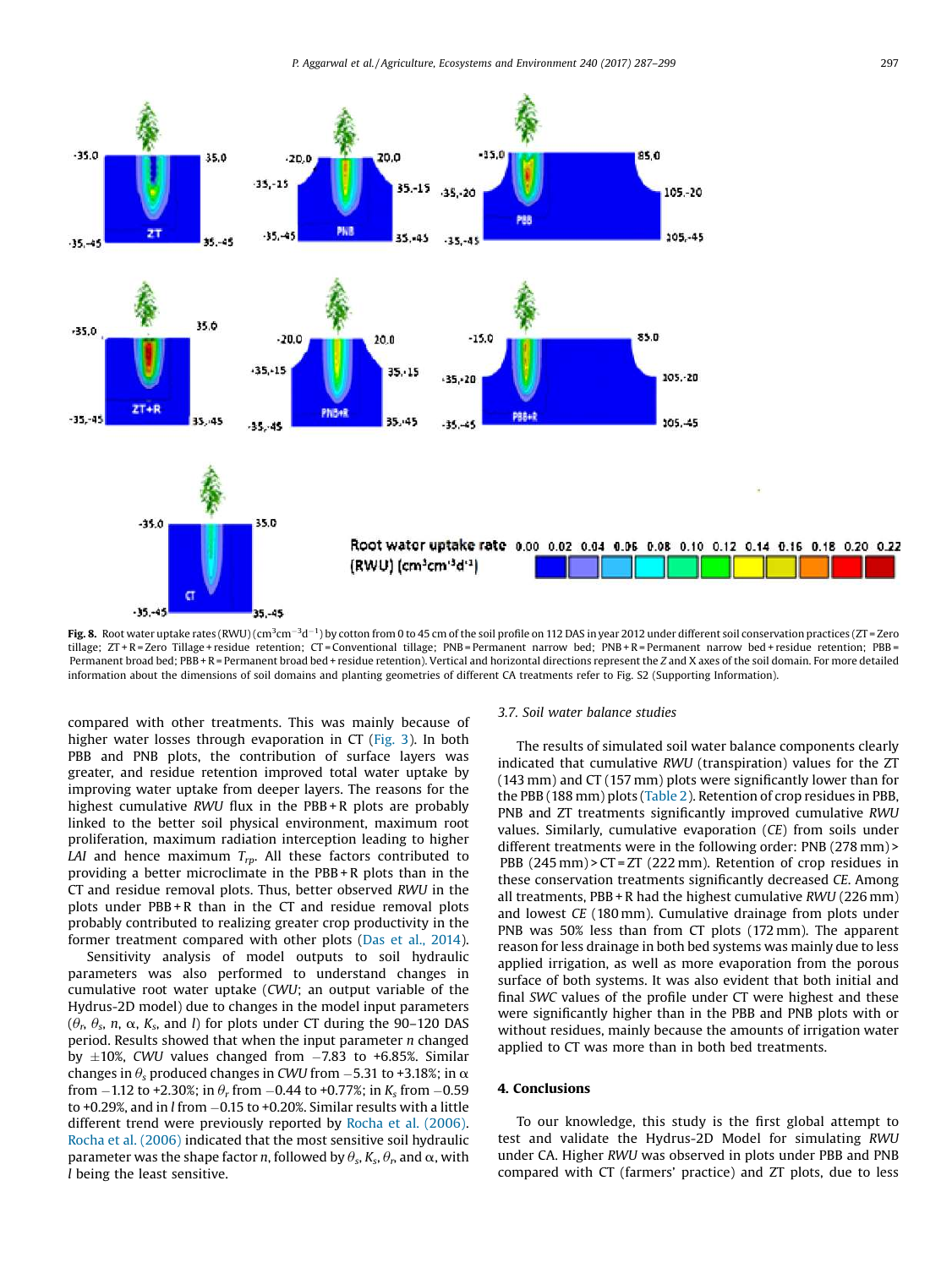**Fig. 8.** Root water uptake rates (RWU) ($cm^3 cm^{-3} d^{-1}$) by cotton from 0 to 45 cm of the soil profile on 112 DAS in year 2012 under different soil conservation practices (ZT = Zero tillage; ZT + R = Zero Tillage + residue retention; CT = Conventional tillage; PNB = Permanent narrow bed; PNB + R = Permanent narrow bed + residue retention; PBB = Permanent broad bed; PBB + R = Permanent broad bed + residue retention). Vertical and horizontal directions represent the Z and X axes of the soil domain. For more detailed information about the dimensions of soil domains and planting geometries of different CA treatments refer to Fig. S2 (Supporting Information).

compared with other treatments. This was mainly because of higher water losses through evaporation in CT (Fig. 3). In both PBB and PNB plots, the contribution of surface layers was greater, and residue retention improved total water uptake by improving water uptake from deeper layers. The reasons for the highest cumulative *RWU* flux in the PBB + R plots are probably linked to the better soil physical environment, maximum root proliferation, maximum radiation interception leading to higher *LAI* and hence maximum $T_{rp}$. All these factors contributed to providing a better microclimate in the PBB + R plots than in the CT and residue removal plots. Thus, better observed *RWU* in the plots under PBB + R than in the CT and residue removal plots probably contributed to realizing greater crop productivity in the former treatment compared with other plots (Das et al., 2014).

Sensitivity analysis of model outputs to soil hydraulic parameters was also performed to understand changes in cumulative root water uptake (*CWU*; an output variable of the Hydrus-2D model) due to changes in the model input parameters ($\theta_r$, $\theta_s$, $n$, $\alpha$, $K_s$, and $l$) for plots under CT during the 90–120 DAS period. Results showed that when the input parameter $n$ changed by ±10%, *CWU* values changed from −7.83 to +6.85%. Similar changes in $\theta_s$ produced changes in *CWU* from −5.31 to +3.18%; in $\alpha$ from −1.12 to +2.30%; in $\theta_r$ from −0.44 to +0.77%; in $K_s$ from −0.59 to +0.29%, and in $l$ from −0.15 to +0.20%. Similar results with a little different trend were previously reported by Rocha et al. (2006). Rocha et al. (2006) indicated that the most sensitive soil hydraulic parameter was the shape factor $n$, followed by $\theta_s$, $K_s$, $\theta_r$, and $\alpha$, with $l$ being the least sensitive.

### 3.7. Soil water balance studies

The results of simulated soil water balance components clearly indicated that cumulative *RWU* (transpiration) values for the ZT (143 mm) and CT (157 mm) plots were significantly lower than for the PBB (188 mm) plots (Table 2). Retention of crop residues in PBB, PNB and ZT treatments significantly improved cumulative *RWU* values. Similarly, cumulative evaporation (*CE*) from soils under different treatments were in the following order: PNB (278 mm) > PBB (245 mm) > CT = ZT (222 mm). Retention of crop residues in these conservation treatments significantly decreased *CE*. Among all treatments, PBB + R had the highest cumulative *RWU* (226 mm) and lowest *CE* (180 mm). Cumulative drainage from plots under PNB was 50% less than from CT plots (172 mm). The apparent reason for less drainage in both bed systems was mainly due to less applied irrigation, as well as more evaporation from the porous surface of both systems. It was also evident that both initial and final *SWC* values of the profile under CT were highest and these were significantly higher than in the PBB and PNB plots with or without residues, mainly because the amounts of irrigation water applied to CT was more than in both bed treatments.

## 4. Conclusions

To our knowledge, this study is the first global attempt to test and validate the Hydrus-2D Model for simulating *RWU* under CA. Higher *RWU* was observed in plots under PBB and PNB compared with CT (farmers' practice) and ZT plots, due to less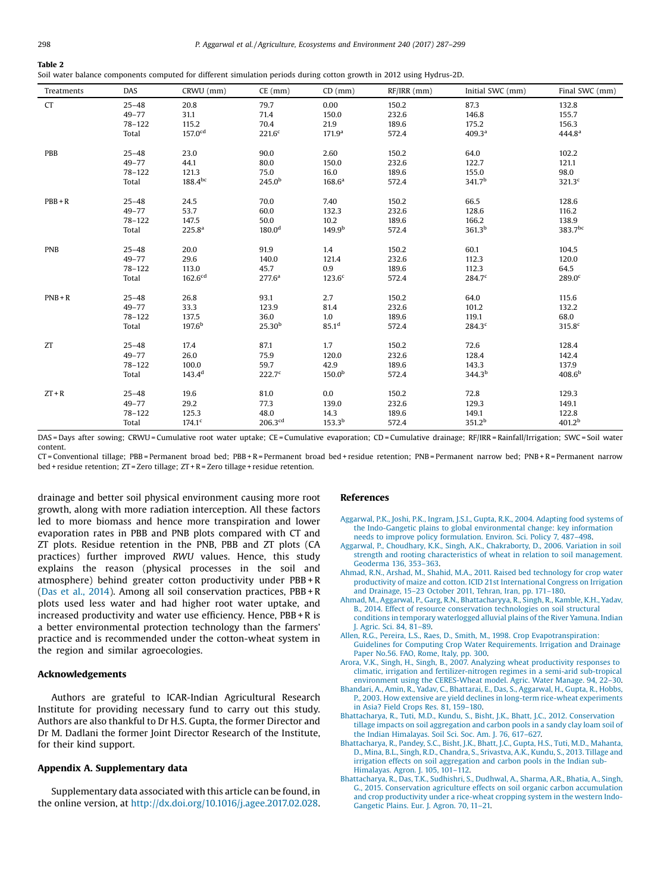**Table 2**
Soil water balance components computed for different simulation periods during cotton growth in 2012 using Hydrus-2D.

| Treatments | DAS | CRWU (mm) | CE (mm) | CD (mm) | RF/IRR (mm) | Initial SWC (mm) | Final SWC (mm) |
|---|---|---|---|---|---|---|---|
| CT | 25–48 | 20.8 | 79.7 | 0.00 | 150.2 | 87.3 | 132.8 |
| | 49–77 | 31.1 | 71.4 | 150.0 | 232.6 | 146.8 | 155.7 |
| | 78–122 | 115.2 | 70.4 | 21.9 | 189.6 | 175.2 | 156.3 |
| | Total | 157.0[cd] | 221.6[c] | 171.9[a] | 572.4 | 409.3[a] | 444.8[a] |
| PBB | 25–48 | 23.0 | 90.0 | 2.60 | 150.2 | 64.0 | 102.2 |
| | 49–77 | 44.1 | 80.0 | 150.0 | 232.6 | 122.7 | 121.1 |
| | 78–122 | 121.3 | 75.0 | 16.0 | 189.6 | 155.0 | 98.0 |
| | Total | 188.4[bc] | 245.0[b] | 168.6[a] | 572.4 | 341.7[b] | 321.3[c] |
| PBB + R | 25–48 | 24.5 | 70.0 | 7.40 | 150.2 | 66.5 | 128.6 |
| | 49–77 | 53.7 | 60.0 | 132.3 | 232.6 | 128.6 | 116.2 |
| | 78–122 | 147.5 | 50.0 | 10.2 | 189.6 | 166.2 | 138.9 |
| | Total | 225.8[a] | 180.0[d] | 149.9[b] | 572.4 | 361.3[b] | 383.7[bc] |
| PNB | 25–48 | 20.0 | 91.9 | 1.4 | 150.2 | 60.1 | 104.5 |
| | 49–77 | 29.6 | 140.0 | 121.4 | 232.6 | 112.3 | 120.0 |
| | 78–122 | 113.0 | 45.7 | 0.9 | 189.6 | 112.3 | 64.5 |
| | Total | 162.6[cd] | 277.6[a] | 123.6[c] | 572.4 | 284.7[c] | 289.0[c] |
| PNB + R | 25–48 | 26.8 | 93.1 | 2.7 | 150.2 | 64.0 | 115.6 |
| | 49–77 | 33.3 | 123.9 | 81.4 | 232.6 | 101.2 | 132.2 |
| | 78–122 | 137.5 | 36.0 | 1.0 | 189.6 | 119.1 | 68.0 |
| | Total | 197.6[b] | 25.30[b] | 85.1[d] | 572.4 | 284.3[c] | 315.8[c] |
| ZT | 25–48 | 17.4 | 87.1 | 1.7 | 150.2 | 72.6 | 128.4 |
| | 49–77 | 26.0 | 75.9 | 120.0 | 232.6 | 128.4 | 142.4 |
| | 78–122 | 100.0 | 59.7 | 42.9 | 189.6 | 143.3 | 137.9 |
| | Total | 143.4[d] | 222.7[c] | 150.0[b] | 572.4 | 344.3[b] | 408.6[b] |
| ZT + R | 25–48 | 19.6 | 81.0 | 0.0 | 150.2 | 72.8 | 129.3 |
| | 49–77 | 29.2 | 77.3 | 139.0 | 232.6 | 129.3 | 149.1 |
| | 78–122 | 125.3 | 48.0 | 14.3 | 189.6 | 149.1 | 122.8 |
| | Total | 174.1[c] | 206.3[cd] | 153.3[b] | 572.4 | 351.2[b] | 401.2[b] |

DAS = Days after sowing; CRWU = Cumulative root water uptake; CE = Cumulative evaporation; CD = Cumulative drainage; RF/IRR = Rainfall/Irrigation; SWC = Soil water content.
CT = Conventional tillage; PBB = Permanent broad bed; PBB + R = Permanent broad bed + residue retention; PNB = Permanent narrow bed; PNB + R = Permanent narrow bed + residue retention; ZT = Zero tillage; ZT + R = Zero tillage + residue retention.

drainage and better soil physical environment causing more root growth, along with more radiation interception. All these factors led to more biomass and hence more transpiration and lower evaporation rates in PBB and PNB plots compared with CT and ZT plots. Residue retention in the PNB, PBB and ZT plots (CA practices) further improved *RWU* values. Hence, this study explains the reason (physical processes in the soil and atmosphere) behind greater cotton productivity under PBB + R (Das et al., 2014). Among all soil conservation practices, PBB + R plots used less water and had higher root water uptake, and increased productivity and water use efficiency. Hence, PBB + R is a better environmental protection technology than the farmers' practice and is recommended under the cotton-wheat system in the region and similar agroecologies.

## Acknowledgements

Authors are grateful to ICAR-Indian Agricultural Research Institute for providing necessary fund to carry out this study. Authors are also thankful to Dr H.S. Gupta, the former Director and Dr M. Dadlani the former Joint Director Research of the Institute, for their kind support.

## Appendix A. Supplementary data

Supplementary data associated with this article can be found, in the online version, at http://dx.doi.org/10.1016/j.agee.2017.02.028.

## References

Aggarwal, P.K., Joshi, P.K., Ingram, J.S.I., Gupta, R.K., 2004. Adapting food systems of the Indo-Gangetic plains to global environmental change: key information needs to improve policy formulation. Environ. Sci. Policy 7, 487–498.

Aggarwal, P., Choudhary, K.K., Singh, A.K., Chakraborty, D., 2006. Variation in soil strength and rooting characteristics of wheat in relation to soil management. Geoderma 136, 353–363.

Ahmad, R.N., Arshad, M., Shahid, M.A., 2011. Raised bed technology for crop water productivity of maize and cotton. ICID 21st International Congress on Irrigation and Drainage, 15–23 October 2011, Tehran, Iran, pp. 171–180.

Ahmad, M., Aggarwal, P., Garg, R.N., Bhattacharyya, R., Singh, R., Kamble, K.H., Yadav, B., 2014. Effect of resource conservation technologies on soil structural conditions in temporary waterlogged alluvial plains of the River Yamuna. Indian J. Agric. Sci. 84, 81–89.

Allen, R.G., Pereira, L.S., Raes, D., Smith, M., 1998. Crop Evapotranspiration: Guidelines for Computing Crop Water Requirements. Irrigation and Drainage Paper No.56. FAO, Rome, Italy, pp. 300.

Arora, V.K., Singh, H., Singh, B., 2007. Analyzing wheat productivity responses to climatic, irrigation and fertilizer-nitrogen regimes in a semi-arid sub-tropical environment using the CERES-Wheat model. Agric. Water Manage. 94, 22–30.

Bhandari, A., Amin, R., Yadav, C., Bhattarai, E., Das, S., Aggarwal, H., Gupta, R., Hobbs, P., 2003. How extensive are yield declines in long-term rice-wheat experiments in Asia? Field Crops Res. 81, 159–180.

Bhattacharya, R., Tuti, M.D., Kundu, S., Bisht, J.K., Bhatt, J.C., 2012. Conservation tillage impacts on soil aggregation and carbon pools in a sandy clay loam soil of the Indian Himalayas. Soil Sci. Soc. Am. J. 76, 617–627.

Bhattacharya, R., Pandey, S.C., Bisht, J.K., Bhatt, J.C., Gupta, H.S., Tuti, M.D., Mahanta, D., Mina, B.L., Singh, R.D., Chandra, S., Srivastva, A.K., Kundu, S., 2013. Tillage and irrigation effects on soil aggregation and carbon pools in the Indian sub-Himalayas. Agron. J. 105, 101–112.

Bhattacharya, R., Das, T.K., Sudhishri, S., Dudhwal, A., Sharma, A.R., Bhatia, A., Singh, G., 2015. Conservation agriculture effects on soil organic carbon accumulation and crop productivity under a rice-wheat cropping system in the western Indo-Gangetic Plains. Eur. J. Agron. 70, 11–21.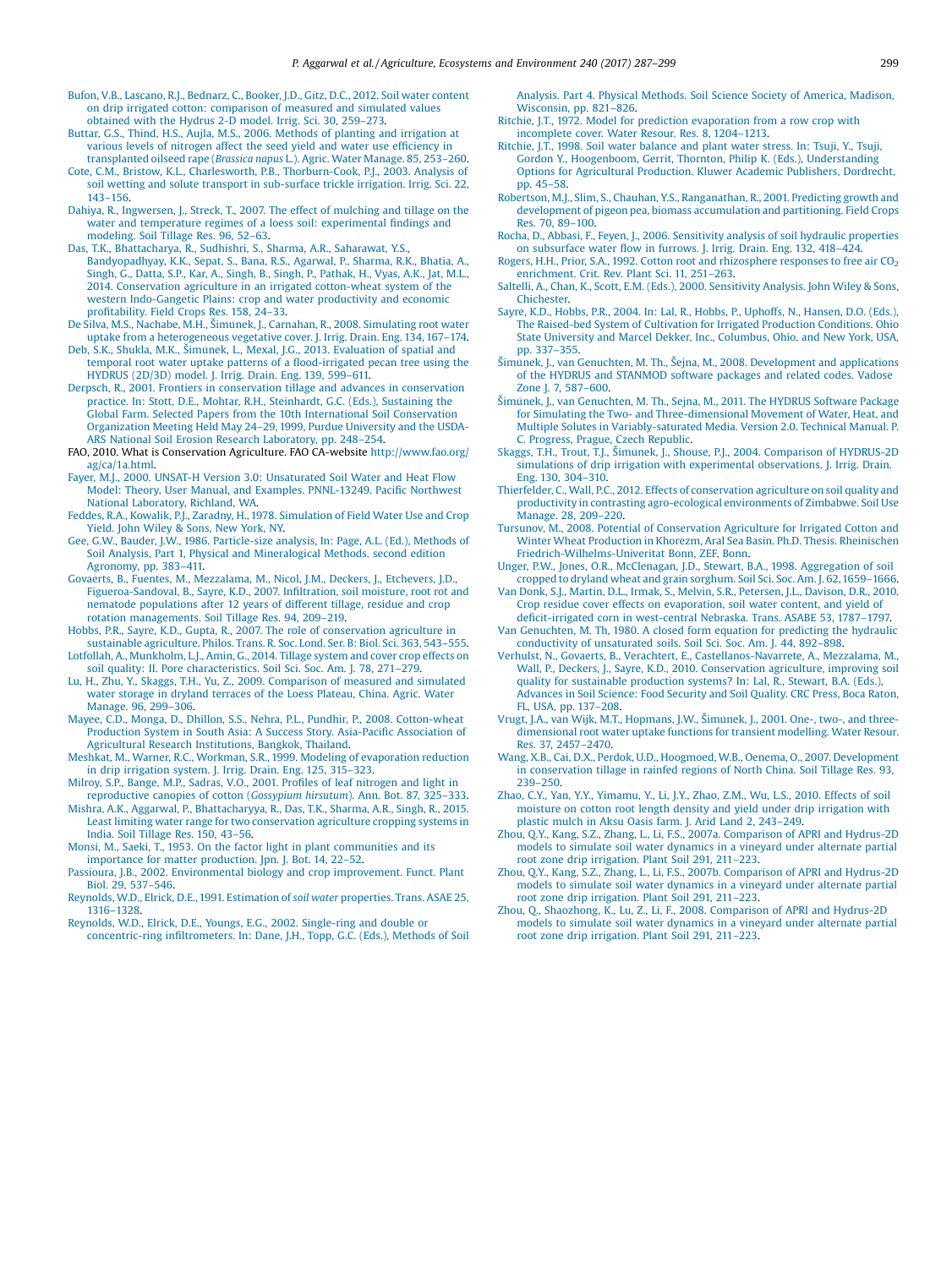Bufon, V.B., Lascano, R.J., Bednarz, C., Booker, J.D., Gitz, D.C., 2012. Soil water content on drip irrigated cotton: comparison of measured and simulated values obtained with the Hydrus 2-D model. Irrig. Sci. 30, 259–273.

Buttar, G.S., Thind, H.S., Aujla, M.S., 2006. Methods of planting and irrigation at various levels of nitrogen affect the seed yield and water use efficiency in transplanted oilseed rape (*Brassica napus* L.). Agric. Water Manage. 85, 253–260.

Cote, C.M., Bristow, K.L., Charlesworth, P.B., Thorburn-Cook, P.J., 2003. Analysis of soil wetting and solute transport in sub-surface trickle irrigation. Irrig. Sci. 22, 143–156.

Dahiya, R., Ingwersen, J., Streck, T., 2007. The effect of mulching and tillage on the water and temperature regimes of a loess soil: experimental findings and modeling. Soil Tillage Res. 96, 52–63.

Das, T.K., Bhattacharya, R., Sudhishri, S., Sharma, A.R., Saharawat, Y.S., Bandyopadhyay, K.K., Sepat, S., Bana, R.S., Agarwal, P., Sharma, R.K., Bhatia, A., Singh, G., Datta, S.P., Kar, A., Singh, B., Singh, P., Pathak, H., Vyas, A.K., Jat, M.L., 2014. Conservation agriculture in an irrigated cotton-wheat system of the western Indo-Gangetic Plains: crop and water productivity and economic profitability. Field Crops Res. 158, 24–33.

De Silva, M.S., Nachabe, M.H., Šimunek, J., Carnahan, R., 2008. Simulating root water uptake from a heterogeneous vegetative cover. J. Irrig. Drain. Eng. 134, 167–174.

Deb, S.K., Shukla, M.K., Šimunek, L., Mexal, J.G., 2013. Evaluation of spatial and temporal root water uptake patterns of a flood-irrigated pecan tree using the HYDRUS (2D/3D) model. J. Irrig. Drain. Eng. 139, 599–611.

Derpsch, R., 2001. Frontiers in conservation tillage and advances in conservation practice. In: Stott, D.E., Mohtar, R.H., Steinhardt, G.C. (Eds.), Sustaining the Global Farm. Selected Papers from the 10th International Soil Conservation Organization Meeting Held May 24–29, 1999, Purdue University and the USDA-ARS National Soil Erosion Research Laboratory, pp. 248–254.

FAO, 2010. What is Conservation Agriculture. FAO CA-website http://www.fao.org/ag/ca/1a.html.

Fayer, M.J., 2000. UNSAT-H Version 3.0: Unsaturated Soil Water and Heat Flow Model: Theory, User Manual, and Examples. PNNL-13249. Pacific Northwest National Laboratory, Richland, WA.

Feddes, R.A., Kowalik, P.J., Zaradny, H., 1978. Simulation of Field Water Use and Crop Yield. John Wiley & Sons, New York, NY.

Gee, G.W., Bauder, J.W., 1986. Particle-size analysis, In: Page, A.L. (Ed.), Methods of Soil Analysis, Part 1, Physical and Mineralogical Methods. second edition Agronomy, pp. 383–411.

Govaerts, B., Fuentes, M., Mezzalama, M., Nicol, J.M., Deckers, J., Etchevers, J.D., Figueroa-Sandoval, B., Sayre, K.D., 2007. Infiltration, soil moisture, root rot and nematode populations after 12 years of different tillage, residue and crop rotation managements. Soil Tillage Res. 94, 209–219.

Hobbs, P.R., Sayre, K.D., Gupta, R., 2007. The role of conservation agriculture in sustainable agriculture. Philos. Trans. R. Soc. Lond. Ser. B: Biol. Sci. 363, 543–555.

Lotfollah, A., Munkholm, L.J., Amin, G., 2014. Tillage system and cover crop effects on soil quality: II. Pore characteristics. Soil Sci. Soc. Am. J. 78, 271–279.

Lu, H., Zhu, Y., Skaggs, T.H., Yu, Z., 2009. Comparison of measured and simulated water storage in dryland terraces of the Loess Plateau, China. Agric. Water Manage. 96, 299–306.

Mayee, C.D., Monga, D., Dhillon, S.S., Nehra, P.L., Pundhir, P., 2008. Cotton-wheat Production System in South Asia: A Success Story. Asia-Pacific Association of Agricultural Research Institutions, Bangkok, Thailand.

Meshkat, M., Warner, R.C., Workman, S.R., 1999. Modeling of evaporation reduction in drip irrigation system. J. Irrig. Drain. Eng. 125, 315–323.

Milroy, S.P., Bange, M.P., Sadras, V.O., 2001. Profiles of leaf nitrogen and light in reproductive canopies of cotton (*Gossypium hirsutum*). Ann. Bot. 87, 325–333.

Mishra, A.K., Aggarwal, P., Bhattacharyya, R., Das, T.K., Sharma, A.R., Singh, R., 2015. Least limiting water range for two conservation agriculture cropping systems in India. Soil Tillage Res. 150, 43–56.

Monsi, M., Saeki, T., 1953. On the factor light in plant communities and its importance for matter production. Jpn. J. Bot. 14, 22–52.

Passioura, J.B., 2002. Environmental biology and crop improvement. Funct. Plant Biol. 29, 537–546.

Reynolds, W.D., Elrick, D.E., 1991. Estimation of *soil water* properties. Trans. ASAE 25, 1316–1328.

Reynolds, W.D., Elrick, D.E., Youngs, E.G., 2002. Single-ring and double or concentric-ring infiltrometers. In: Dane, J.H., Topp, G.C. (Eds.), Methods of Soil Analysis. Part 4. Physical Methods. Soil Science Society of America, Madison, Wisconsin, pp. 821–826.

Ritchie, J.T., 1972. Model for prediction evaporation from a row crop with incomplete cover. Water Resour. Res. 8, 1204–1213.

Ritchie, J.T., 1998. Soil water balance and plant water stress. In: Tsuji, Y., Tsuji, Gordon Y., Hoogenboom, Gerrit, Thornton, Philip K. (Eds.), Understanding Options for Agricultural Production. Kluwer Academic Publishers, Dordrecht, pp. 45–58.

Robertson, M.J., Slim, S., Chauhan, Y.S., Ranganathan, R., 2001. Predicting growth and development of pigeon pea, biomass accumulation and partitioning. Field Crops Res. 70, 89–100.

Rocha, D., Abbasi, F., Feyen, J., 2006. Sensitivity analysis of soil hydraulic properties on subsurface water flow in furrows. J. Irrig. Drain. Eng. 132, 418–424.

Rogers, H.H., Prior, S.A., 1992. Cotton root and rhizosphere responses to free air $CO_2$ enrichment. Crit. Rev. Plant Sci. 11, 251–263.

Saltelli, A., Chan, K., Scott, E.M. (Eds.), 2000. Sensitivity Analysis. John Wiley & Sons, Chichester.

Sayre, K.D., Hobbs, P.R., 2004. In: Lal, R., Hobbs, P., Uphoffs, N., Hansen, D.O. (Eds.), The Raised-bed System of Cultivation for Irrigated Production Conditions. Ohio State University and Marcel Dekker, Inc., Columbus, Ohio, and New York, USA, pp. 337–355.

Šimunek, J., van Genuchten, M. Th., Šejna, M., 2008. Development and applications of the HYDRUS and STANMOD software packages and related codes. Vadose Zone J. 7, 587–600.

Šimunek, J., van Genuchten, M. Th., Sejna, M., 2011. The HYDRUS Software Package for Simulating the Two- and Three-dimensional Movement of Water, Heat, and Multiple Solutes in Variably-saturated Media. Version 2.0. Technical Manual. P. C. Progress, Prague, Czech Republic.

Skaggs, T.H., Trout, T.J., Šimunek, J., Shouse, P.J., 2004. Comparison of HYDRUS-2D simulations of drip irrigation with experimental observations. J. Irrig. Drain. Eng. 130, 304–310.

Thierfelder, C., Wall, P.C., 2012. Effects of conservation agriculture on soil quality and productivity in contrasting agro-ecological environments of Zimbabwe. Soil Use Manage. 28, 209–220.

Tursunov, M., 2008. Potential of Conservation Agriculture for Irrigated Cotton and Winter Wheat Production in Khorezm, Aral Sea Basin. Ph.D. Thesis. Rheinischen Friedrich-Wilhelms-Univeritat Bonn, ZEF, Bonn.

Unger, P.W., Jones, O.R., McClenagan, J.D., Stewart, B.A., 1998. Aggregation of soil cropped to dryland wheat and grain sorghum. Soil Sci. Soc. Am. J. 62, 1659–1666.

Van Donk, S.J., Martin, D.L., Irmak, S., Melvin, S.R., Petersen, J.L., Davison, D.R., 2010. Crop residue cover effects on evaporation, soil water content, and yield of deficit-irrigated corn in west-central Nebraska. Trans. ASABE 53, 1787–1797.

Van Genuchten, M. Th, 1980. A closed form equation for predicting the hydraulic conductivity of unsaturated soils. Soil Sci. Soc. Am. J. 44, 892–898.

Verhulst, N., Govaerts, B., Verachtert, E., Castellanos-Navarrete, A., Mezzalama, M., Wall, P., Deckers, J., Sayre, K.D., 2010. Conservation agriculture, improving soil quality for sustainable production systems? In: Lal, R., Stewart, B.A. (Eds.), Advances in Soil Science: Food Security and Soil Quality. CRC Press, Boca Raton, FL, USA, pp. 137–208.

Vrugt, J.A., van Wijk, M.T., Hopmans, J.W., Šimunek, J., 2001. One-, two-, and three-dimensional root water uptake functions for transient modelling. Water Resour. Res. 37, 2457–2470.

Wang, X.B., Cai, D.X., Perdok, U.D., Hoogmoed, W.B., Oenema, O., 2007. Development in conservation tillage in rainfed regions of North China. Soil Tillage Res. 93, 239–250.

Zhao, C.Y., Yan, Y.Y., Yimamu, Y., Li, J.Y., Zhao, Z.M., Wu, L.S., 2010. Effects of soil moisture on cotton root length density and yield under drip irrigation with plastic mulch in Aksu Oasis farm. J. Arid Land 2, 243–249.

Zhou, Q.Y., Kang, S.Z., Zhang, L., Li, F.S., 2007a. Comparison of APRI and Hydrus-2D models to simulate soil water dynamics in a vineyard under alternate partial root zone drip irrigation. Plant Soil 291, 211–223.

Zhou, Q.Y., Kang, S.Z., Zhang, L., Li, F.S., 2007b. Comparison of APRI and Hydrus-2D models to simulate soil water dynamics in a vineyard under alternate partial root zone drip irrigation. Plant Soil 291, 211–223.

Zhou, Q., Shaozhong, K., Lu, Z., Li, F., 2008. Comparison of APRI and Hydrus-2D models to simulate soil water dynamics in a vineyard under alternate partial root zone drip irrigation. Plant Soil 291, 211–223.